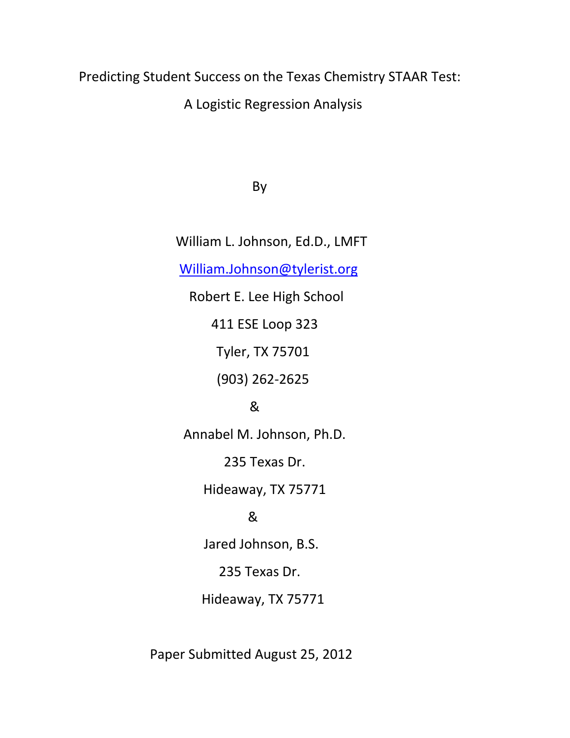# Predicting Student Success on the Texas Chemistry STAAR Test:

## A Logistic Regression Analysis

By

William L. Johnson, Ed.D., LMFT

William.Johnson@tylerist.org

Robert E. Lee High School

411 ESE Loop 323

Tyler, TX 75701

(903) 262-2625

&

Annabel M. Johnson, Ph.D.

235 Texas Dr.

Hideaway, TX 75771

&

Jared Johnson, B.S.

235 Texas Dr.

Hideaway, TX 75771

Paper Submitted August 25, 2012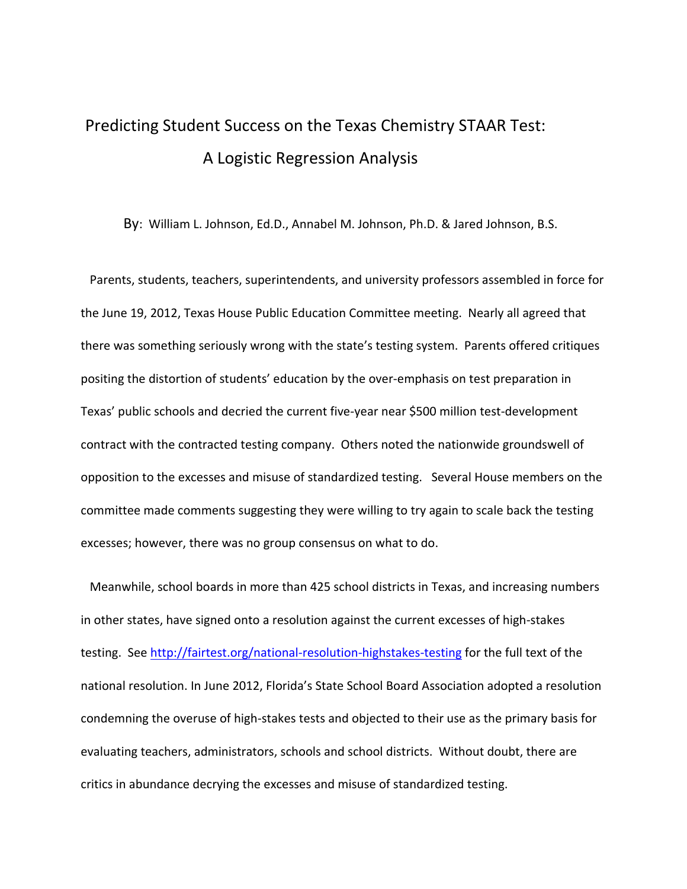# Predicting Student Success on the Texas Chemistry STAAR Test: A Logistic Regression Analysis

By: William L. Johnson, Ed.D., Annabel M. Johnson, Ph.D. & Jared Johnson, B.S.

Parents, students, teachers, superintendents, and university professors assembled in force for the June 19, 2012, Texas House Public Education Committee meeting. Nearly all agreed that there was something seriously wrong with the state's testing system. Parents offered critiques positing the distortion of students' education by the over-emphasis on test preparation in Texas' public schools and decried the current five-year near $500 million test-development contract with the contracted testing company. Others noted the nationwide groundswell of opposition to the excesses and misuse of standardized testing. Several House members on the committee made comments suggesting they were willing to try again to scale back the testing excesses; however, there was no group consensus on what to do.

Meanwhile, school boards in more than 425 school districts in Texas, and increasing numbers in other states, have signed onto a resolution against the current excesses of high-stakes testing. See [http://fairtest.org/national-resolution-highstakes-testing](http://fairtest.org/national-resolution-highstakes-testing) for the full text of the national resolution. In June 2012, Florida's State School Board Association adopted a resolution condemning the overuse of high-stakes tests and objected to their use as the primary basis for evaluating teachers, administrators, schools and school districts. Without doubt, there are critics in abundance decrying the excesses and misuse of standardized testing.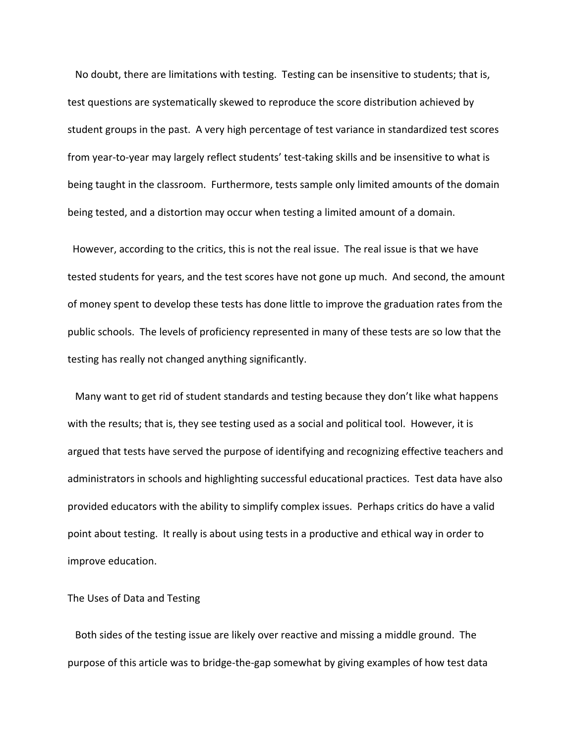No doubt, there are limitations with testing. Testing can be insensitive to students; that is, test questions are systematically skewed to reproduce the score distribution achieved by student groups in the past. A very high percentage of test variance in standardized test scores from year-to-year may largely reflect students' test-taking skills and be insensitive to what is being taught in the classroom. Furthermore, tests sample only limited amounts of the domain being tested, and a distortion may occur when testing a limited amount of a domain.

However, according to the critics, this is not the real issue. The real issue is that we have tested students for years, and the test scores have not gone up much. And second, the amount of money spent to develop these tests has done little to improve the graduation rates from the public schools. The levels of proficiency represented in many of these tests are so low that the testing has really not changed anything significantly.

Many want to get rid of student standards and testing because they don't like what happens with the results; that is, they see testing used as a social and political tool. However, it is argued that tests have served the purpose of identifying and recognizing effective teachers and administrators in schools and highlighting successful educational practices. Test data have also provided educators with the ability to simplify complex issues. Perhaps critics do have a valid point about testing. It really is about using tests in a productive and ethical way in order to improve education.

## The Uses of Data and Testing

Both sides of the testing issue are likely over reactive and missing a middle ground. The purpose of this article was to bridge-the-gap somewhat by giving examples of how test data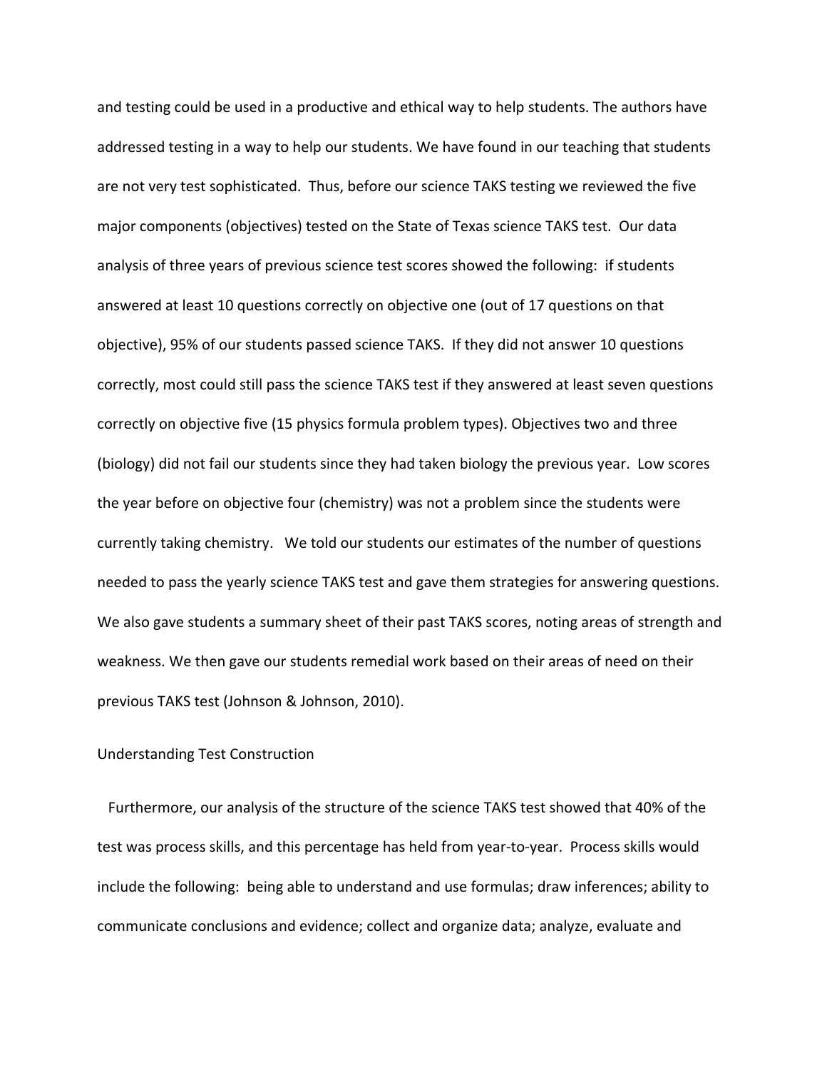and testing could be used in a productive and ethical way to help students. The authors have addressed testing in a way to help our students. We have found in our teaching that students are not very test sophisticated. Thus, before our science TAKS testing we reviewed the five major components (objectives) tested on the State of Texas science TAKS test. Our data analysis of three years of previous science test scores showed the following: if students answered at least 10 questions correctly on objective one (out of 17 questions on that objective), 95% of our students passed science TAKS. If they did not answer 10 questions correctly, most could still pass the science TAKS test if they answered at least seven questions correctly on objective five (15 physics formula problem types). Objectives two and three (biology) did not fail our students since they had taken biology the previous year. Low scores the year before on objective four (chemistry) was not a problem since the students were currently taking chemistry. We told our students our estimates of the number of questions needed to pass the yearly science TAKS test and gave them strategies for answering questions. We also gave students a summary sheet of their past TAKS scores, noting areas of strength and weakness. We then gave our students remedial work based on their areas of need on their previous TAKS test (Johnson & Johnson, 2010).

## Understanding Test Construction

Furthermore, our analysis of the structure of the science TAKS test showed that 40% of the test was process skills, and this percentage has held from year-to-year. Process skills would include the following: being able to understand and use formulas; draw inferences; ability to communicate conclusions and evidence; collect and organize data; analyze, evaluate and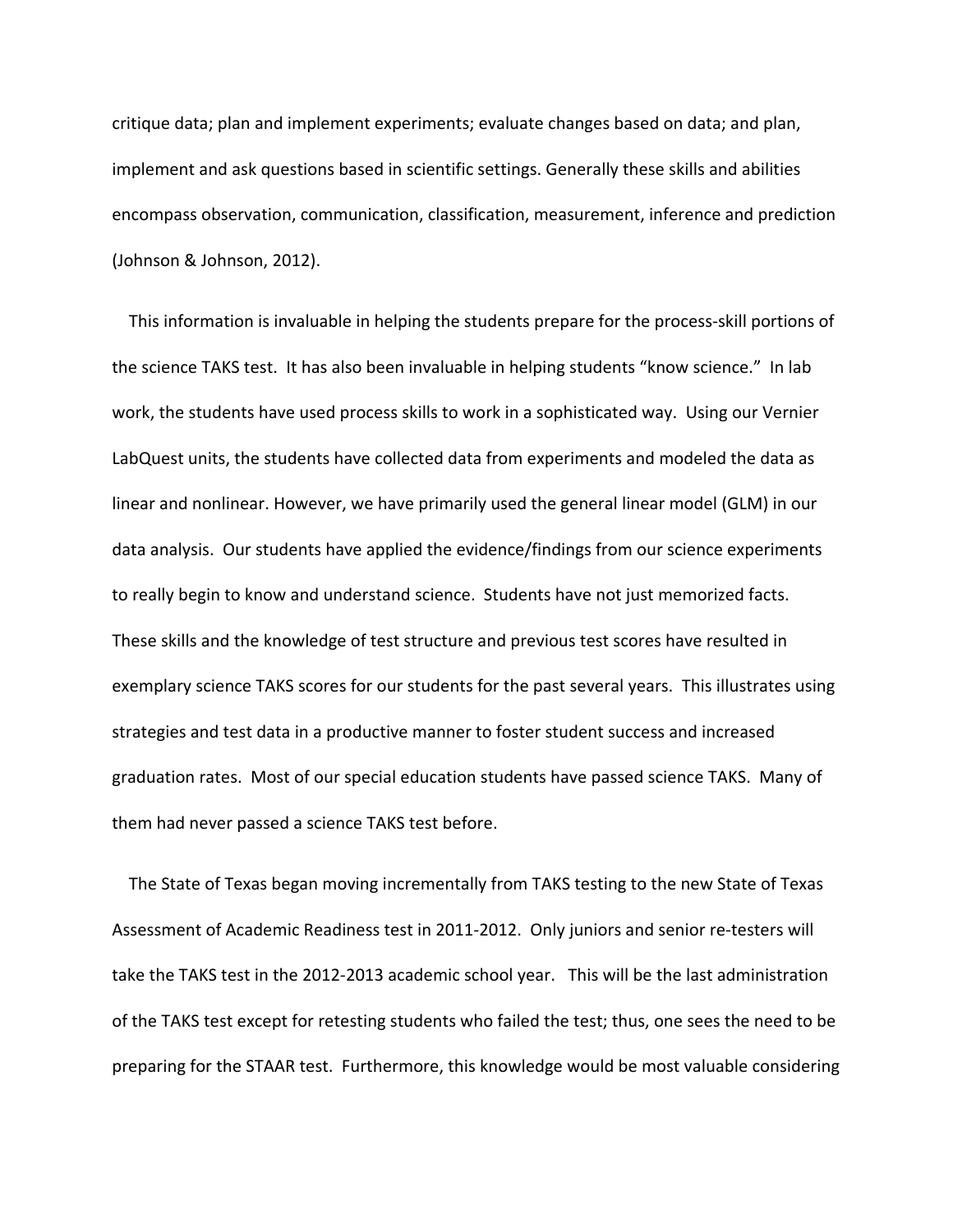critique data; plan and implement experiments; evaluate changes based on data; and plan, implement and ask questions based in scientific settings. Generally these skills and abilities encompass observation, communication, classification, measurement, inference and prediction (Johnson & Johnson, 2012).

This information is invaluable in helping the students prepare for the process-skill portions of the science TAKS test. It has also been invaluable in helping students "know science." In lab work, the students have used process skills to work in a sophisticated way. Using our Vernier LabQuest units, the students have collected data from experiments and modeled the data as linear and nonlinear. However, we have primarily used the general linear model (GLM) in our data analysis. Our students have applied the evidence/findings from our science experiments to really begin to know and understand science. Students have not just memorized facts. These skills and the knowledge of test structure and previous test scores have resulted in exemplary science TAKS scores for our students for the past several years. This illustrates using strategies and test data in a productive manner to foster student success and increased graduation rates. Most of our special education students have passed science TAKS. Many of them had never passed a science TAKS test before.

The State of Texas began moving incrementally from TAKS testing to the new State of Texas Assessment of Academic Readiness test in 2011-2012. Only juniors and senior re-testers will take the TAKS test in the 2012-2013 academic school year. This will be the last administration of the TAKS test except for retesting students who failed the test; thus, one sees the need to be preparing for the STAAR test. Furthermore, this knowledge would be most valuable considering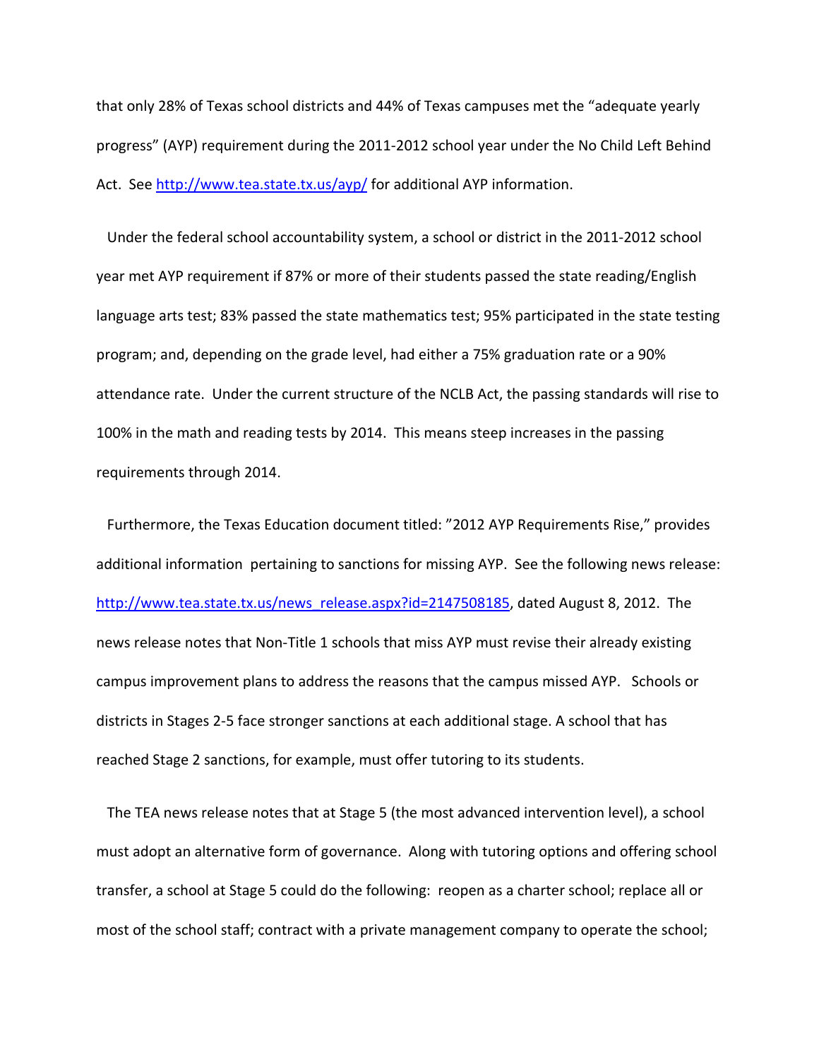that only 28% of Texas school districts and 44% of Texas campuses met the "adequate yearly progress" (AYP) requirement during the 2011-2012 school year under the No Child Left Behind Act. See http://www.tea.state.tx.us/ayp/ for additional AYP information.

Under the federal school accountability system, a school or district in the 2011-2012 school year met AYP requirement if 87% or more of their students passed the state reading/English language arts test; 83% passed the state mathematics test; 95% participated in the state testing program; and, depending on the grade level, had either a 75% graduation rate or a 90% attendance rate. Under the current structure of the NCLB Act, the passing standards will rise to 100% in the math and reading tests by 2014. This means steep increases in the passing requirements through 2014.

Furthermore, the Texas Education document titled: "2012 AYP Requirements Rise," provides additional information pertaining to sanctions for missing AYP. See the following news release: http://www.tea.state.tx.us/news_release.aspx?id=2147508185, dated August 8, 2012. The news release notes that Non-Title 1 schools that miss AYP must revise their already existing campus improvement plans to address the reasons that the campus missed AYP. Schools or districts in Stages 2-5 face stronger sanctions at each additional stage. A school that has reached Stage 2 sanctions, for example, must offer tutoring to its students.

The TEA news release notes that at Stage 5 (the most advanced intervention level), a school must adopt an alternative form of governance. Along with tutoring options and offering school transfer, a school at Stage 5 could do the following: reopen as a charter school; replace all or most of the school staff; contract with a private management company to operate the school;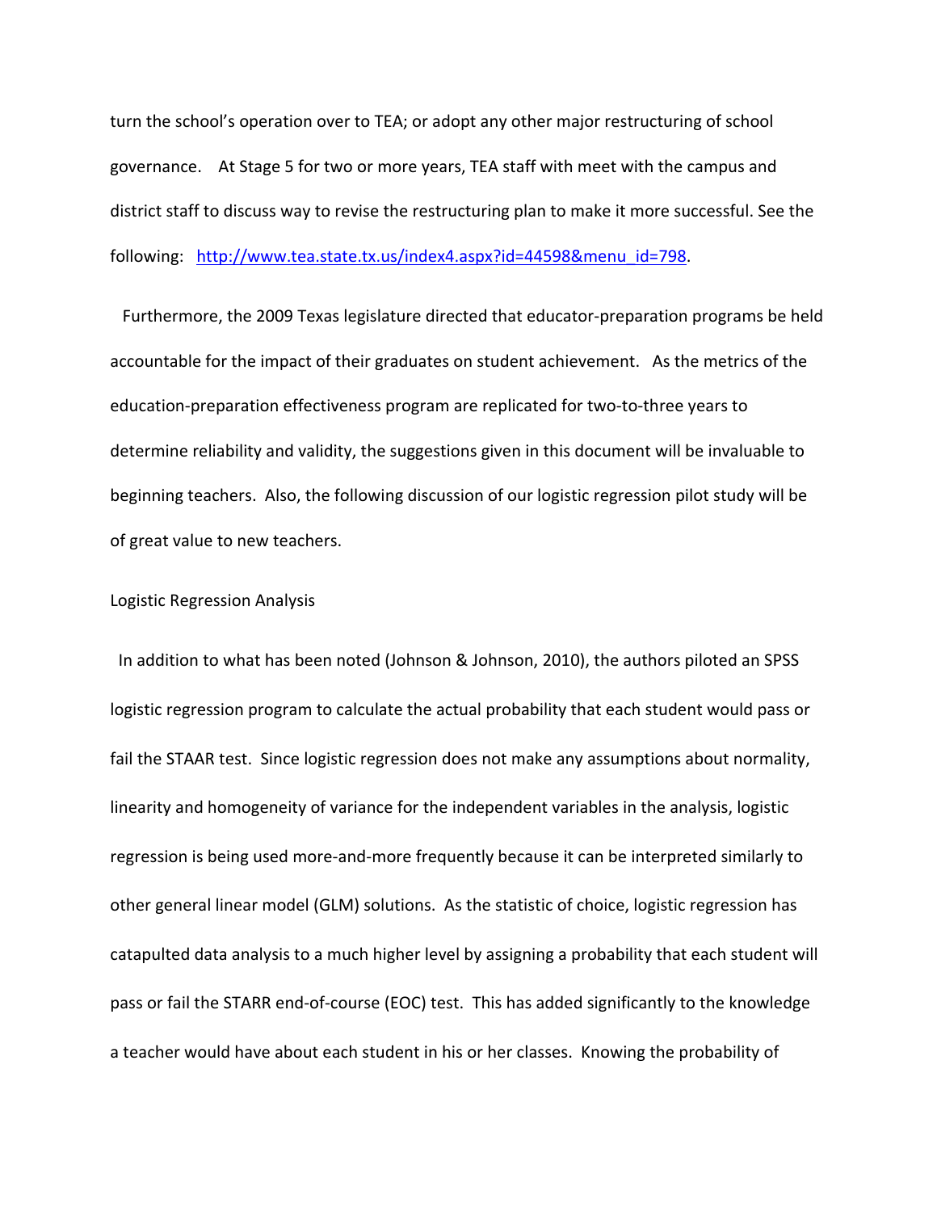turn the school's operation over to TEA; or adopt any other major restructuring of school governance. At Stage 5 for two or more years, TEA staff with meet with the campus and district staff to discuss way to revise the restructuring plan to make it more successful. See the following: [http://www.tea.state.tx.us/index4.aspx?id=44598&menu_id=798](http://www.tea.state.tx.us/index4.aspx?id=44598&menu_id=798).

Furthermore, the 2009 Texas legislature directed that educator-preparation programs be held accountable for the impact of their graduates on student achievement. As the metrics of the education-preparation effectiveness program are replicated for two-to-three years to determine reliability and validity, the suggestions given in this document will be invaluable to beginning teachers. Also, the following discussion of our logistic regression pilot study will be of great value to new teachers.

Logistic Regression Analysis

In addition to what has been noted (Johnson & Johnson, 2010), the authors piloted an SPSS logistic regression program to calculate the actual probability that each student would pass or fail the STAAR test. Since logistic regression does not make any assumptions about normality, linearity and homogeneity of variance for the independent variables in the analysis, logistic regression is being used more-and-more frequently because it can be interpreted similarly to other general linear model (GLM) solutions. As the statistic of choice, logistic regression has catapulted data analysis to a much higher level by assigning a probability that each student will pass or fail the STARR end-of-course (EOC) test. This has added significantly to the knowledge a teacher would have about each student in his or her classes. Knowing the probability of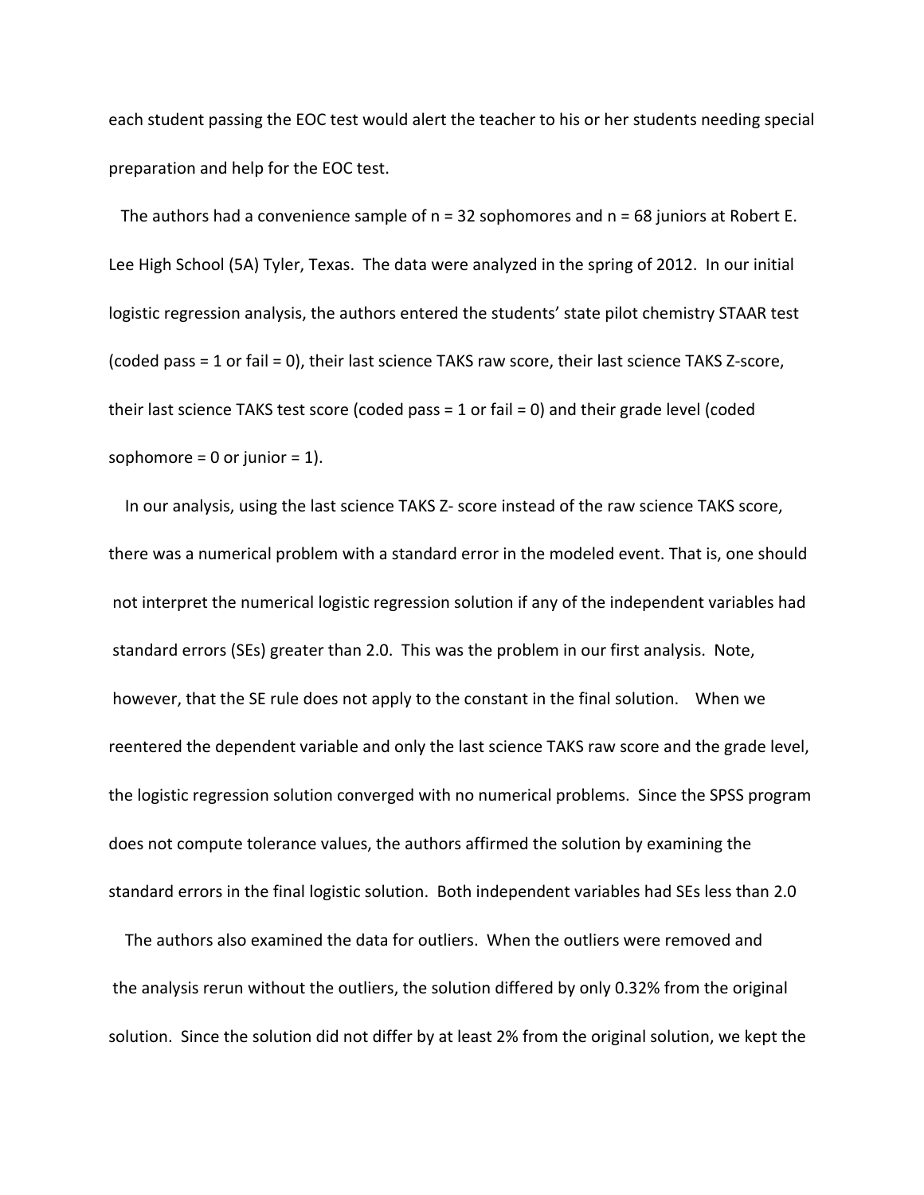each student passing the EOC test would alert the teacher to his or her students needing special preparation and help for the EOC test.

The authors had a convenience sample of n = 32 sophomores and n = 68 juniors at Robert E. Lee High School (5A) Tyler, Texas. The data were analyzed in the spring of 2012. In our initial logistic regression analysis, the authors entered the students' state pilot chemistry STAAR test (coded pass = 1 or fail = 0), their last science TAKS raw score, their last science TAKS Z-score, their last science TAKS test score (coded pass = 1 or fail = 0) and their grade level (coded sophomore = 0 or junior = 1).

In our analysis, using the last science TAKS Z- score instead of the raw science TAKS score, there was a numerical problem with a standard error in the modeled event. That is, one should not interpret the numerical logistic regression solution if any of the independent variables had standard errors (SEs) greater than 2.0. This was the problem in our first analysis. Note, however, that the SE rule does not apply to the constant in the final solution. When we reentered the dependent variable and only the last science TAKS raw score and the grade level, the logistic regression solution converged with no numerical problems. Since the SPSS program does not compute tolerance values, the authors affirmed the solution by examining the standard errors in the final logistic solution. Both independent variables had SEs less than 2.0

The authors also examined the data for outliers. When the outliers were removed and the analysis rerun without the outliers, the solution differed by only 0.32% from the original solution. Since the solution did not differ by at least 2% from the original solution, we kept the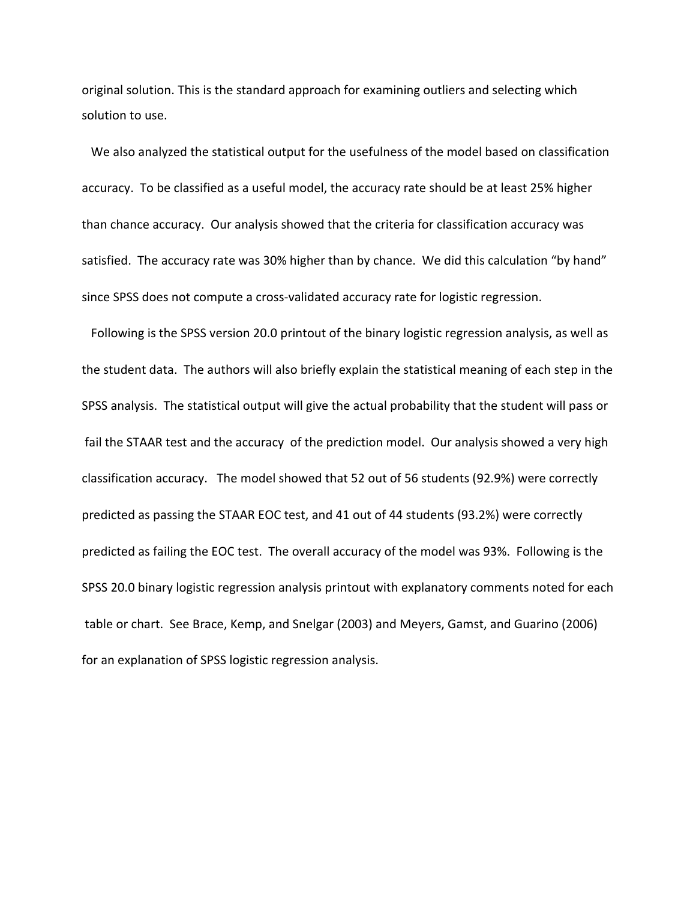original solution. This is the standard approach for examining outliers and selecting which solution to use.

We also analyzed the statistical output for the usefulness of the model based on classification accuracy. To be classified as a useful model, the accuracy rate should be at least 25% higher than chance accuracy. Our analysis showed that the criteria for classification accuracy was satisfied. The accuracy rate was 30% higher than by chance. We did this calculation "by hand" since SPSS does not compute a cross-validated accuracy rate for logistic regression.

Following is the SPSS version 20.0 printout of the binary logistic regression analysis, as well as the student data. The authors will also briefly explain the statistical meaning of each step in the SPSS analysis. The statistical output will give the actual probability that the student will pass or fail the STAAR test and the accuracy of the prediction model. Our analysis showed a very high classification accuracy. The model showed that 52 out of 56 students (92.9%) were correctly predicted as passing the STAAR EOC test, and 41 out of 44 students (93.2%) were correctly predicted as failing the EOC test. The overall accuracy of the model was 93%. Following is the SPSS 20.0 binary logistic regression analysis printout with explanatory comments noted for each table or chart. See Brace, Kemp, and Snelgar (2003) and Meyers, Gamst, and Guarino (2006) for an explanation of SPSS logistic regression analysis.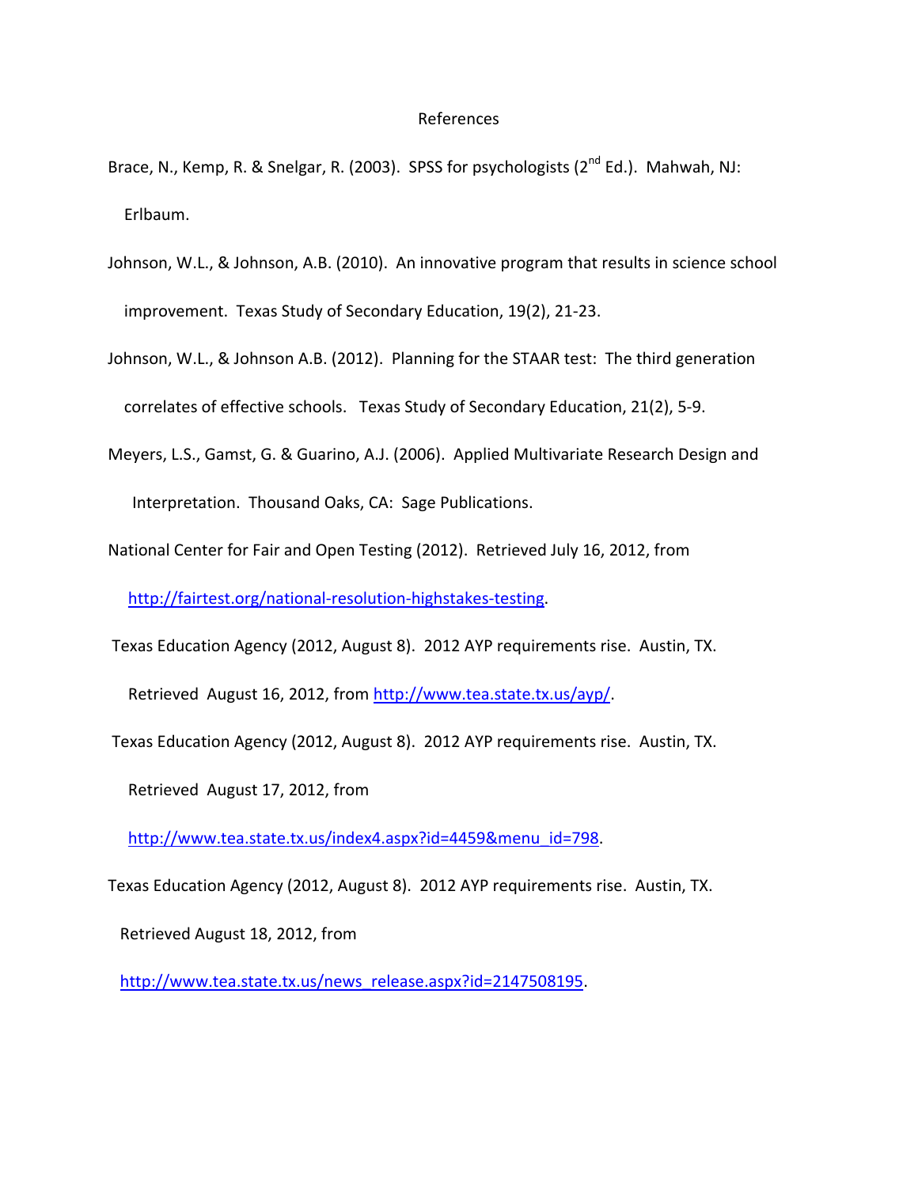# References

Brace, N., Kemp, R. & Snelgar, R. (2003). SPSS for psychologists (2nd Ed.). Mahwah, NJ: Erlbaum.

Johnson, W.L., & Johnson, A.B. (2010). An innovative program that results in science school improvement. Texas Study of Secondary Education, 19(2), 21-23.

Johnson, W.L., & Johnson A.B. (2012). Planning for the STAAR test: The third generation correlates of effective schools. Texas Study of Secondary Education, 21(2), 5-9.

Meyers, L.S., Gamst, G. & Guarino, A.J. (2006). Applied Multivariate Research Design and Interpretation. Thousand Oaks, CA: Sage Publications.

National Center for Fair and Open Testing (2012). Retrieved July 16, 2012, from http://fairtest.org/national-resolution-highstakes-testing.

Texas Education Agency (2012, August 8). 2012 AYP requirements rise. Austin, TX. Retrieved August 16, 2012, from http://www.tea.state.tx.us/ayp/.

Texas Education Agency (2012, August 8). 2012 AYP requirements rise. Austin, TX. Retrieved August 17, 2012, from http://www.tea.state.tx.us/index4.aspx?id=4459&menu_id=798.

Texas Education Agency (2012, August 8). 2012 AYP requirements rise. Austin, TX. Retrieved August 18, 2012, from http://www.tea.state.tx.us/news_release.aspx?id=2147508195.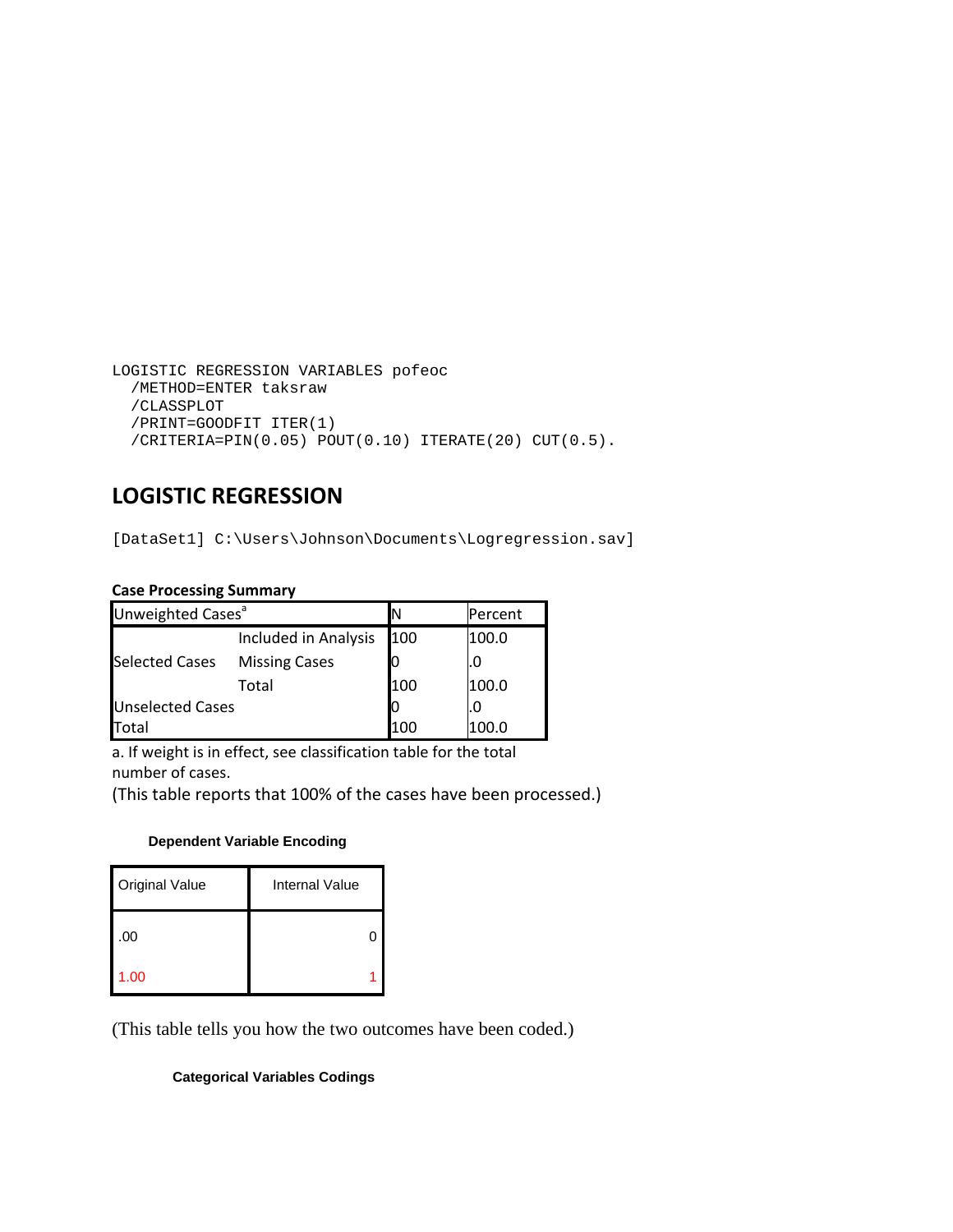```
LOGISTIC REGRESSION VARIABLES pofeoc
  /METHOD=ENTER taksraw
  /CLASSPLOT
  /PRINT=GOODFIT ITER(1)
  /CRITERIA=PIN(0.05) POUT(0.10) ITERATE(20) CUT(0.5).
```

## LOGISTIC REGRESSION

```
[DataSet1] C:\Users\Johnson\Documents\Logregression.sav]
```

**Case Processing Summary**

| Unweighted Cases[a] | | N | Percent |
|---|---|---|---|
| Selected Cases | Included in Analysis | 100 | 100.0 |
| | Missing Cases | 0 | .0 |
| | Total | 100 | 100.0 |
| Unselected Cases | | 0 | .0 |
| Total | | 100 | 100.0 |

a. If weight is in effect, see classification table for the total number of cases.

(This table reports that 100% of the cases have been processed.)

**Dependent Variable Encoding**

| Original Value | Internal Value |
|---|---|
| .00 | 0 |
| 1.00 | 1 |

(This table tells you how the two outcomes have been coded.)

**Categorical Variables Codings**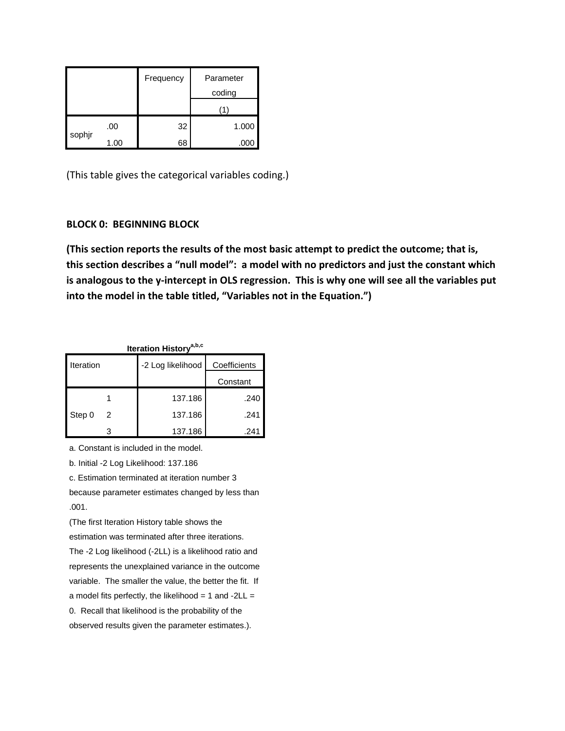| | | Frequency | Parameter coding |
|---|---|---|---|
| | | | (1) |
| sophjr | .00 | 32 | 1.000 |
| | 1.00 | 68 | .000 |

(This table gives the categorical variables coding.)

**BLOCK 0: BEGINNING BLOCK**

**(This section reports the results of the most basic attempt to predict the outcome; that is, this section describes a "null model": a model with no predictors and just the constant which is analogous to the y-intercept in OLS regression. This is why one will see all the variables put into the model in the table titled, "Variables not in the Equation.")**

**Iteration History**[a,b,c]

| Iteration | | -2 Log likelihood | Coefficients |
|---|---|---|---|
| | | | Constant |
| Step 0 | 1 | 137.186 | .240 |
| | 2 | 137.186 | .241 |
| | 3 | 137.186 | .241 |

a. Constant is included in the model.

b. Initial -2 Log Likelihood: 137.186

c. Estimation terminated at iteration number 3 because parameter estimates changed by less than .001.

(The first Iteration History table shows the estimation was terminated after three iterations. The -2 Log likelihood (-2LL) is a likelihood ratio and represents the unexplained variance in the outcome variable. The smaller the value, the better the fit. If a model fits perfectly, the likelihood = 1 and -2LL = 0. Recall that likelihood is the probability of the observed results given the parameter estimates.).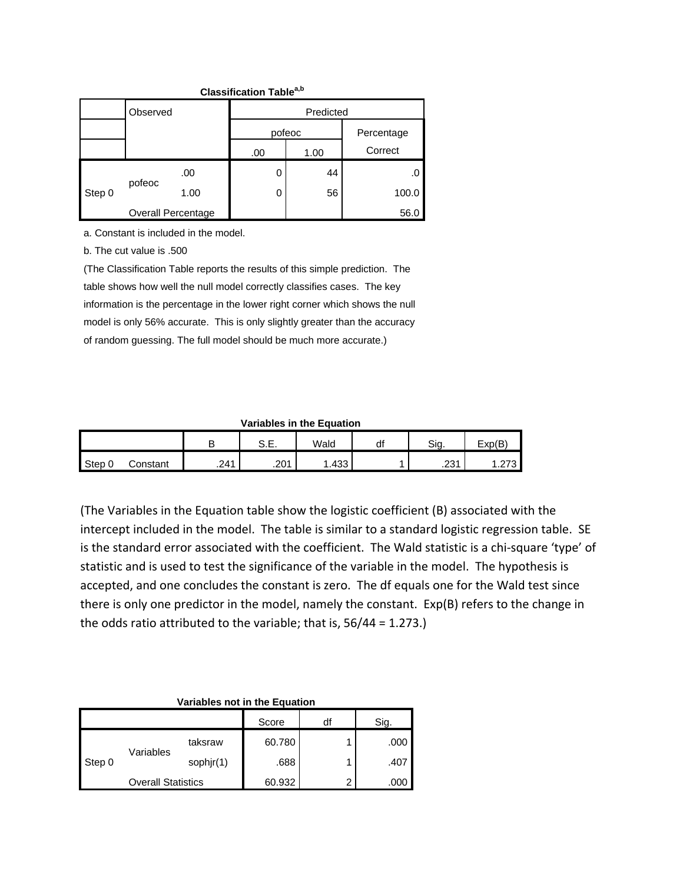**Classification Table[a,b]**

| | Observed | | Predicted | | |
|---|---|---|---|---|---|
| | | | pofeoc | | Percentage Correct |
| | | | .00 | 1.00 | |
| Step 0 | pofeoc | .00 | 0 | 44 | .0 |
| | | 1.00 | 0 | 56 | 100.0 |
| | Overall Percentage | | | | 56.0 |

a. Constant is included in the model.

b. The cut value is .500

(The Classification Table reports the results of this simple prediction. The table shows how well the null model correctly classifies cases. The key information is the percentage in the lower right corner which shows the null model is only 56% accurate. This is only slightly greater than the accuracy of random guessing. The full model should be much more accurate.)

**Variables in the Equation**

| | | B | S.E. | Wald | df | Sig. | Exp(B) |
|---|---|---|---|---|---|---|---|
| Step 0 | Constant | .241 | .201 | 1.433 | 1 | .231 | 1.273 |

(The Variables in the Equation table show the logistic coefficient (B) associated with the intercept included in the model. The table is similar to a standard logistic regression table. SE is the standard error associated with the coefficient. The Wald statistic is a chi-square 'type' of statistic and is used to test the significance of the variable in the model. The hypothesis is accepted, and one concludes the constant is zero. The df equals one for the Wald test since there is only one predictor in the model, namely the constant. Exp(B) refers to the change in the odds ratio attributed to the variable; that is, 56/44 = 1.273.)

**Variables not in the Equation**

| | | | Score | df | Sig. |
|---|---|---|---|---|---|
| Step 0 | Variables | taksraw | 60.780 | 1 | .000 |
| | | sophjr(1) | .688 | 1 | .407 |
| | Overall Statistics | | 60.932 | 2 | .000 |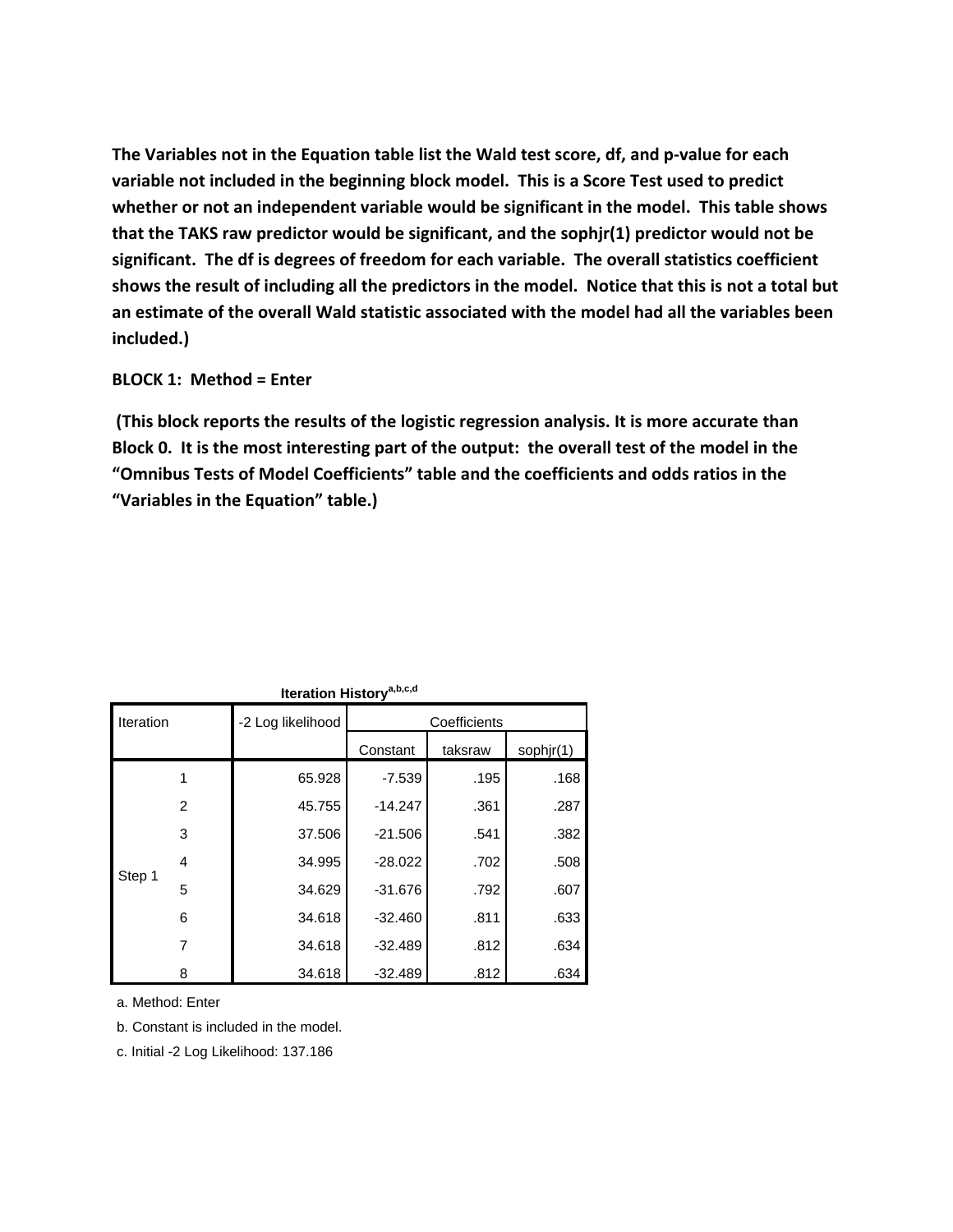**The Variables not in the Equation table list the Wald test score, df, and p-value for each variable not included in the beginning block model. This is a Score Test used to predict whether or not an independent variable would be significant in the model. This table shows that the TAKS raw predictor would be significant, and the sophjr(1) predictor would not be significant. The df is degrees of freedom for each variable. The overall statistics coefficient shows the result of including all the predictors in the model. Notice that this is not a total but an estimate of the overall Wald statistic associated with the model had all the variables been included.)**

**BLOCK 1: Method = Enter**

**(This block reports the results of the logistic regression analysis. It is more accurate than Block 0. It is the most interesting part of the output: the overall test of the model in the "Omnibus Tests of Model Coefficients" table and the coefficients and odds ratios in the "Variables in the Equation" table.)**

**Iteration History[a,b,c,d]**

| Iteration | | -2 Log likelihood | Coefficients | | |
|---|---|---|---|---|---|
| | | | Constant | taksraw | sophjr(1) |
| Step 1 | 1 | 65.928 | -7.539 | .195 | .168 |
| | 2 | 45.755 | -14.247 | .361 | .287 |
| | 3 | 37.506 | -21.506 | .541 | .382 |
| | 4 | 34.995 | -28.022 | .702 | .508 |
| | 5 | 34.629 | -31.676 | .792 | .607 |
| | 6 | 34.618 | -32.460 | .811 | .633 |
| | 7 | 34.618 | -32.489 | .812 | .634 |
| | 8 | 34.618 | -32.489 | .812 | .634 |

a. Method: Enter

b. Constant is included in the model.

c. Initial -2 Log Likelihood: 137.186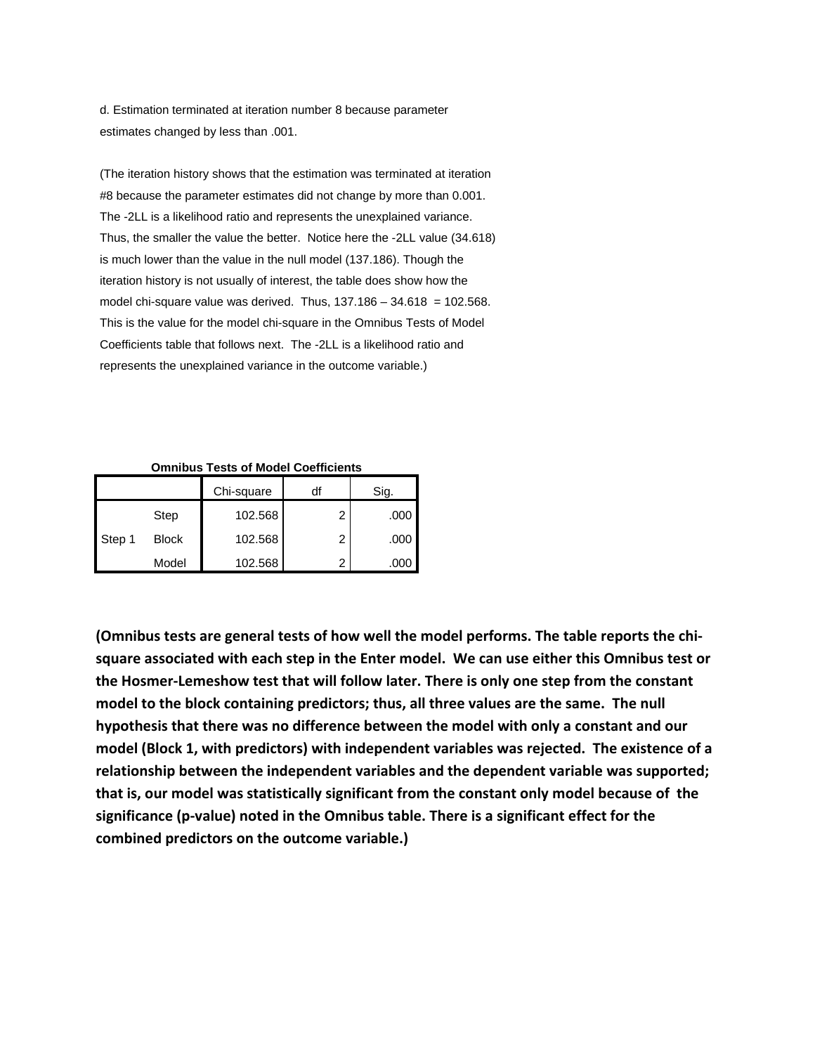d. Estimation terminated at iteration number 8 because parameter estimates changed by less than .001.

(The iteration history shows that the estimation was terminated at iteration #8 because the parameter estimates did not change by more than 0.001. The -2LL is a likelihood ratio and represents the unexplained variance. Thus, the smaller the value the better. Notice here the -2LL value (34.618) is much lower than the value in the null model (137.186). Though the iteration history is not usually of interest, the table does show how the model chi-square value was derived. Thus, 137.186 – 34.618 = 102.568. This is the value for the model chi-square in the Omnibus Tests of Model Coefficients table that follows next. The -2LL is a likelihood ratio and represents the unexplained variance in the outcome variable.)

**Omnibus Tests of Model Coefficients**

| | | Chi-square | df | Sig. |
|---|---|---|---|---|
| Step 1 | Step | 102.568 | 2 | .000 |
| | Block | 102.568 | 2 | .000 |
| | Model | 102.568 | 2 | .000 |

**(Omnibus tests are general tests of how well the model performs. The table reports the chi-square associated with each step in the Enter model. We can use either this Omnibus test or the Hosmer-Lemeshow test that will follow later. There is only one step from the constant model to the block containing predictors; thus, all three values are the same. The null hypothesis that there was no difference between the model with only a constant and our model (Block 1, with predictors) with independent variables was rejected. The existence of a relationship between the independent variables and the dependent variable was supported; that is, our model was statistically significant from the constant only model because of the significance (p-value) noted in the Omnibus table. There is a significant effect for the combined predictors on the outcome variable.)**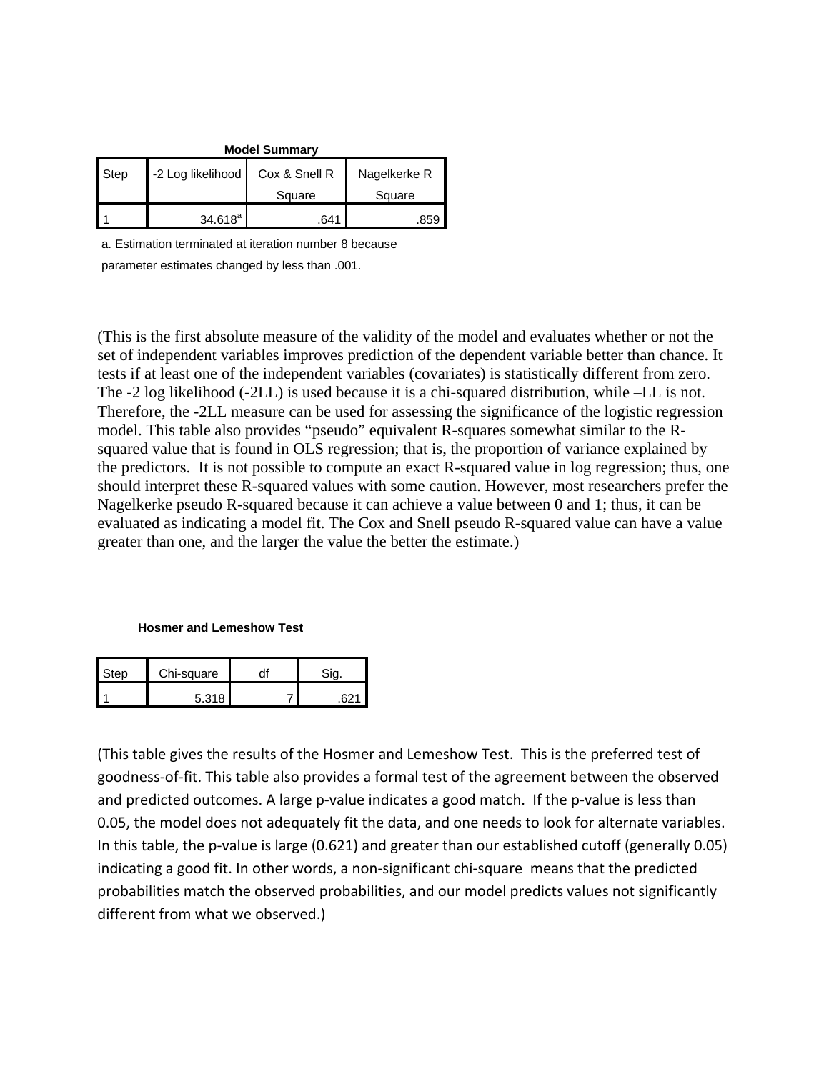**Model Summary**

| Step | -2 Log likelihood | Cox & Snell R Square | Nagelkerke R Square |
|---|---|---|---|
| 1 | 34.618[a] | .641 | .859 |

a. Estimation terminated at iteration number 8 because parameter estimates changed by less than .001.

(This is the first absolute measure of the validity of the model and evaluates whether or not the set of independent variables improves prediction of the dependent variable better than chance. It tests if at least one of the independent variables (covariates) is statistically different from zero. The -2 log likelihood (-2LL) is used because it is a chi-squared distribution, while –LL is not. Therefore, the -2LL measure can be used for assessing the significance of the logistic regression model. This table also provides "pseudo" equivalent R-squares somewhat similar to the R-squared value that is found in OLS regression; that is, the proportion of variance explained by the predictors. It is not possible to compute an exact R-squared value in log regression; thus, one should interpret these R-squared values with some caution. However, most researchers prefer the Nagelkerke pseudo R-squared because it can achieve a value between 0 and 1; thus, it can be evaluated as indicating a model fit. The Cox and Snell pseudo R-squared value can have a value greater than one, and the larger the value the better the estimate.)

**Hosmer and Lemeshow Test**

| Step | Chi-square | df | Sig. |
|---|---|---|---|
| 1 | 5.318 | 7 | .621 |

(This table gives the results of the Hosmer and Lemeshow Test. This is the preferred test of goodness-of-fit. This table also provides a formal test of the agreement between the observed and predicted outcomes. A large p-value indicates a good match. If the p-value is less than 0.05, the model does not adequately fit the data, and one needs to look for alternate variables. In this table, the p-value is large (0.621) and greater than our established cutoff (generally 0.05) indicating a good fit. In other words, a non-significant chi-square means that the predicted probabilities match the observed probabilities, and our model predicts values not significantly different from what we observed.)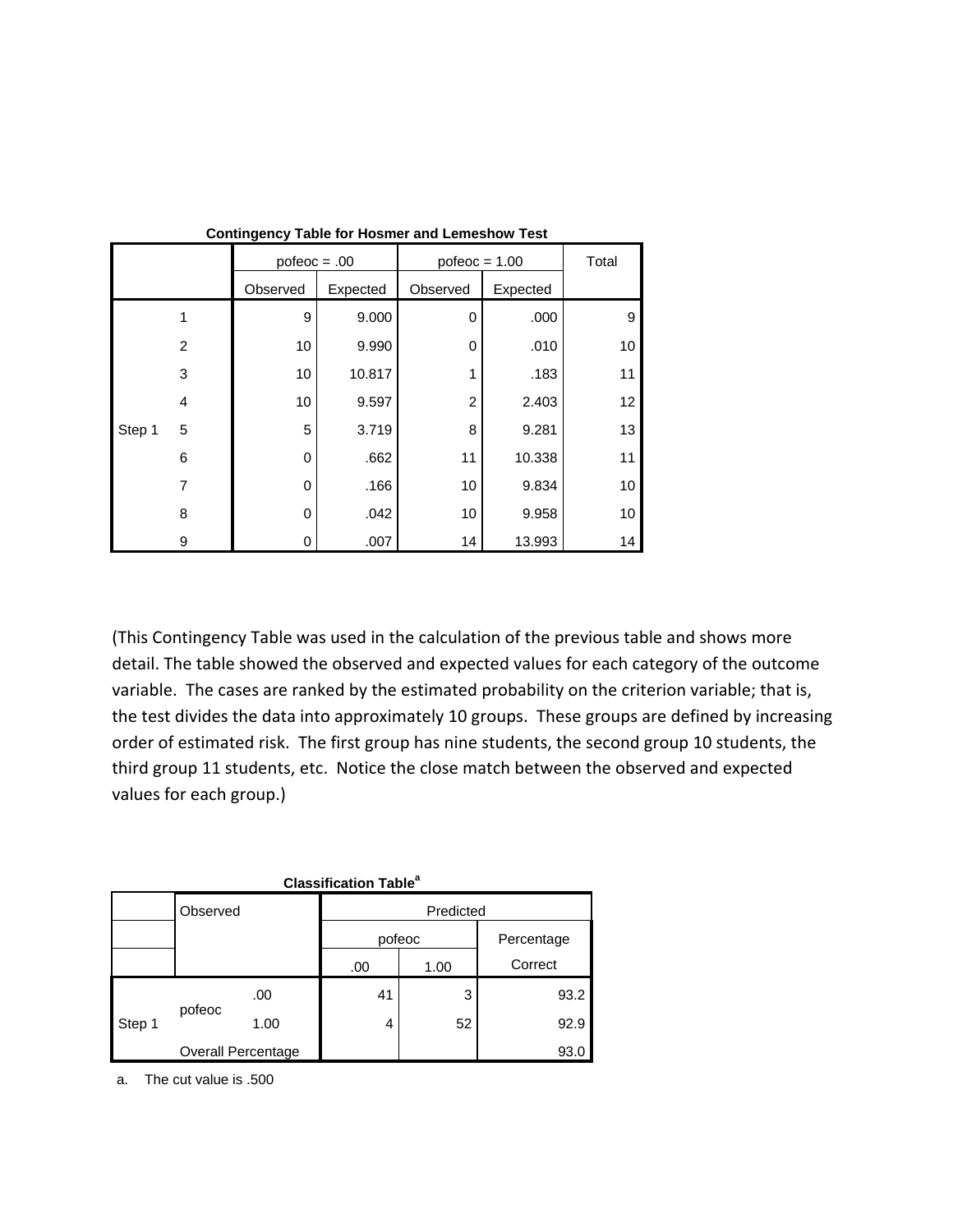**Contingency Table for Hosmer and Lemeshow Test**

| | | pofeoc = .00 | | pofeoc = 1.00 | | Total |
|---|---|---|---|---|---|---|
| | | Observed | Expected | Observed | Expected | |
| Step 1 | 1 | 9 | 9.000 | 0 | .000 | 9 |
| | 2 | 10 | 9.990 | 0 | .010 | 10 |
| | 3 | 10 | 10.817 | 1 | .183 | 11 |
| | 4 | 10 | 9.597 | 2 | 2.403 | 12 |
| | 5 | 5 | 3.719 | 8 | 9.281 | 13 |
| | 6 | 0 | .662 | 11 | 10.338 | 11 |
| | 7 | 0 | .166 | 10 | 9.834 | 10 |
| | 8 | 0 | .042 | 10 | 9.958 | 10 |
| | 9 | 0 | .007 | 14 | 13.993 | 14 |

(This Contingency Table was used in the calculation of the previous table and shows more detail. The table showed the observed and expected values for each category of the outcome variable. The cases are ranked by the estimated probability on the criterion variable; that is, the test divides the data into approximately 10 groups. These groups are defined by increasing order of estimated risk. The first group has nine students, the second group 10 students, the third group 11 students, etc. Notice the close match between the observed and expected values for each group.)

**Classification Table**[a]

| | Observed | | Predicted | | |
|---|---|---|---|---|---|
| | | | pofeoc | | Percentage Correct |
| | | | .00 | 1.00 | |
| Step 1 | pofeoc | .00 | 41 | 3 | 93.2 |
| | | 1.00 | 4 | 52 | 92.9 |
| | Overall Percentage | | | | 93.0 |

a. The cut value is .500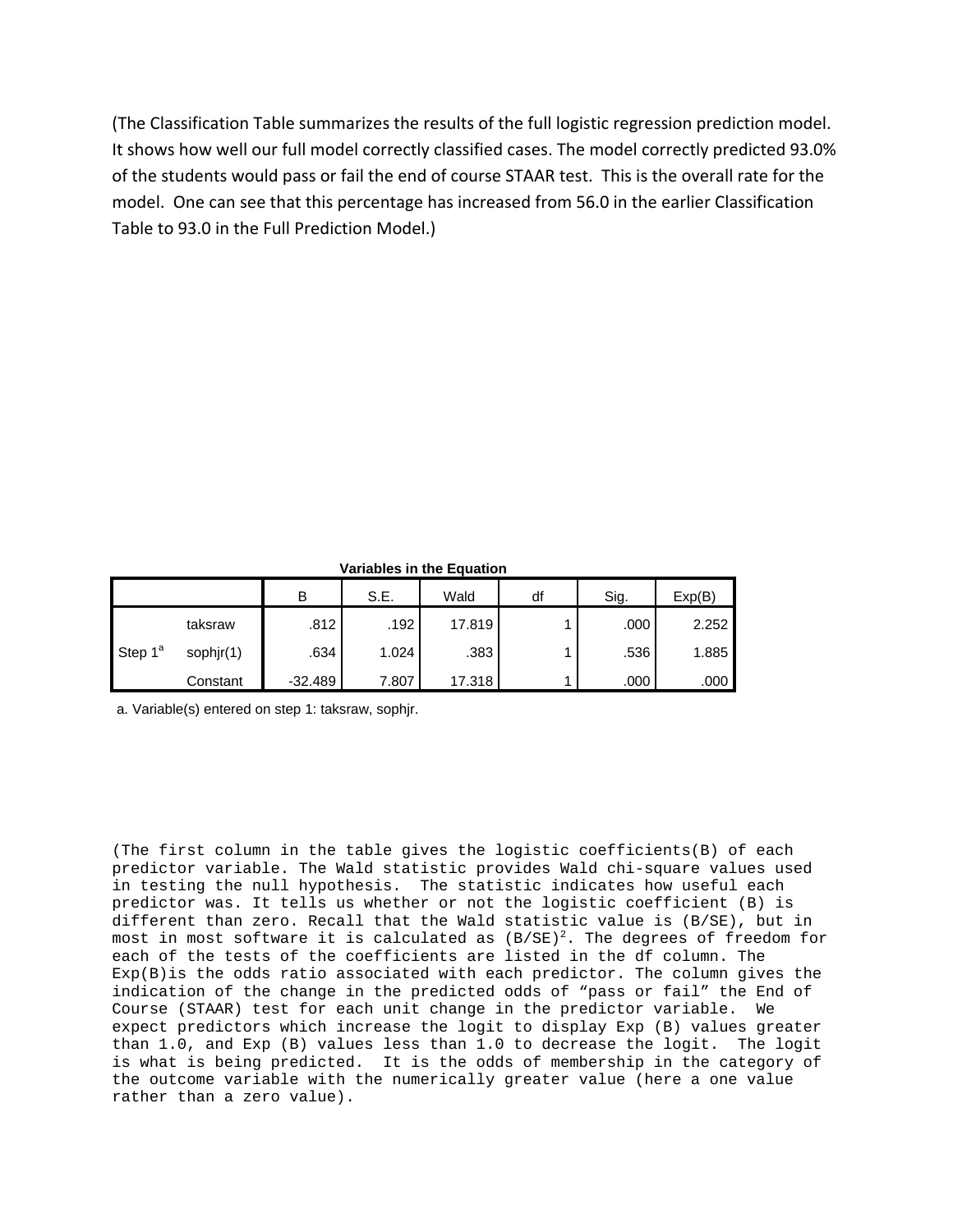(The Classification Table summarizes the results of the full logistic regression prediction model. It shows how well our full model correctly classified cases. The model correctly predicted 93.0% of the students would pass or fail the end of course STAAR test. This is the overall rate for the model. One can see that this percentage has increased from 56.0 in the earlier Classification Table to 93.0 in the Full Prediction Model.)

**Variables in the Equation**

| | | B | S.E. | Wald | df | Sig. | Exp(B) |
|---|---|---|---|---|---|---|---|
| Step 1[a] | taksraw | .812 | .192 | 17.819 | 1 | .000 | 2.252 |
| | sophjr(1) | .634 | 1.024 | .383 | 1 | .536 | 1.885 |
| | Constant | -32.489 | 7.807 | 17.318 | 1 | .000 | .000 |

a. Variable(s) entered on step 1: taksraw, sophjr.

(The first column in the table gives the logistic coefficients(B) of each predictor variable. The Wald statistic provides Wald chi-square values used in testing the null hypothesis. The statistic indicates how useful each predictor was. It tells us whether or not the logistic coefficient (B) is different than zero. Recall that the Wald statistic value is (B/SE), but in most in most software it is calculated as $(B/SE)^2$. The degrees of freedom for each of the tests of the coefficients are listed in the df column. The Exp(B)is the odds ratio associated with each predictor. The column gives the indication of the change in the predicted odds of "pass or fail" the End of Course (STAAR) test for each unit change in the predictor variable. We expect predictors which increase the logit to display Exp (B) values greater than 1.0, and Exp (B) values less than 1.0 to decrease the logit. The logit is what is being predicted. It is the odds of membership in the category of the outcome variable with the numerically greater value (here a one value rather than a zero value).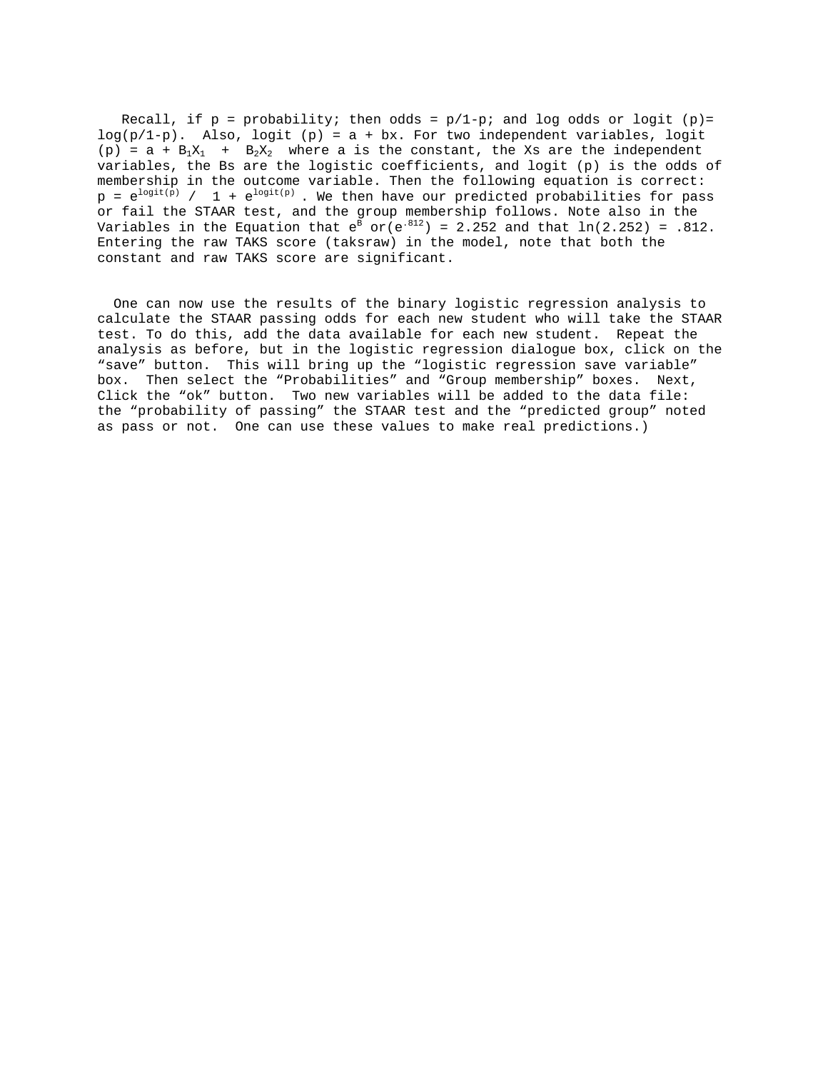Recall, if p = probability; then odds = p/1-p; and log odds or logit (p)= log(p/1-p). Also, logit (p) = a + bx. For two independent variables, logit (p) = a + $B_1X_1$ + $B_2X_2$ where a is the constant, the Xs are the independent variables, the Bs are the logistic coefficients, and logit (p) is the odds of membership in the outcome variable. Then the following equation is correct: p = $e^{logit(p)}$ / 1 + $e^{logit(p)}$ . We then have our predicted probabilities for pass or fail the STAAR test, and the group membership follows. Note also in the Variables in the Equation that $e^B$ or($e^{.812}$) = 2.252 and that ln(2.252) = .812. Entering the raw TAKS score (taksraw) in the model, note that both the constant and raw TAKS score are significant.

One can now use the results of the binary logistic regression analysis to calculate the STAAR passing odds for each new student who will take the STAAR test. To do this, add the data available for each new student. Repeat the analysis as before, but in the logistic regression dialogue box, click on the "save" button. This will bring up the "logistic regression save variable" box. Then select the "Probabilities" and "Group membership" boxes. Next, Click the "ok" button. Two new variables will be added to the data file: the "probability of passing" the STAAR test and the "predicted group" noted as pass or not. One can use these values to make real predictions.)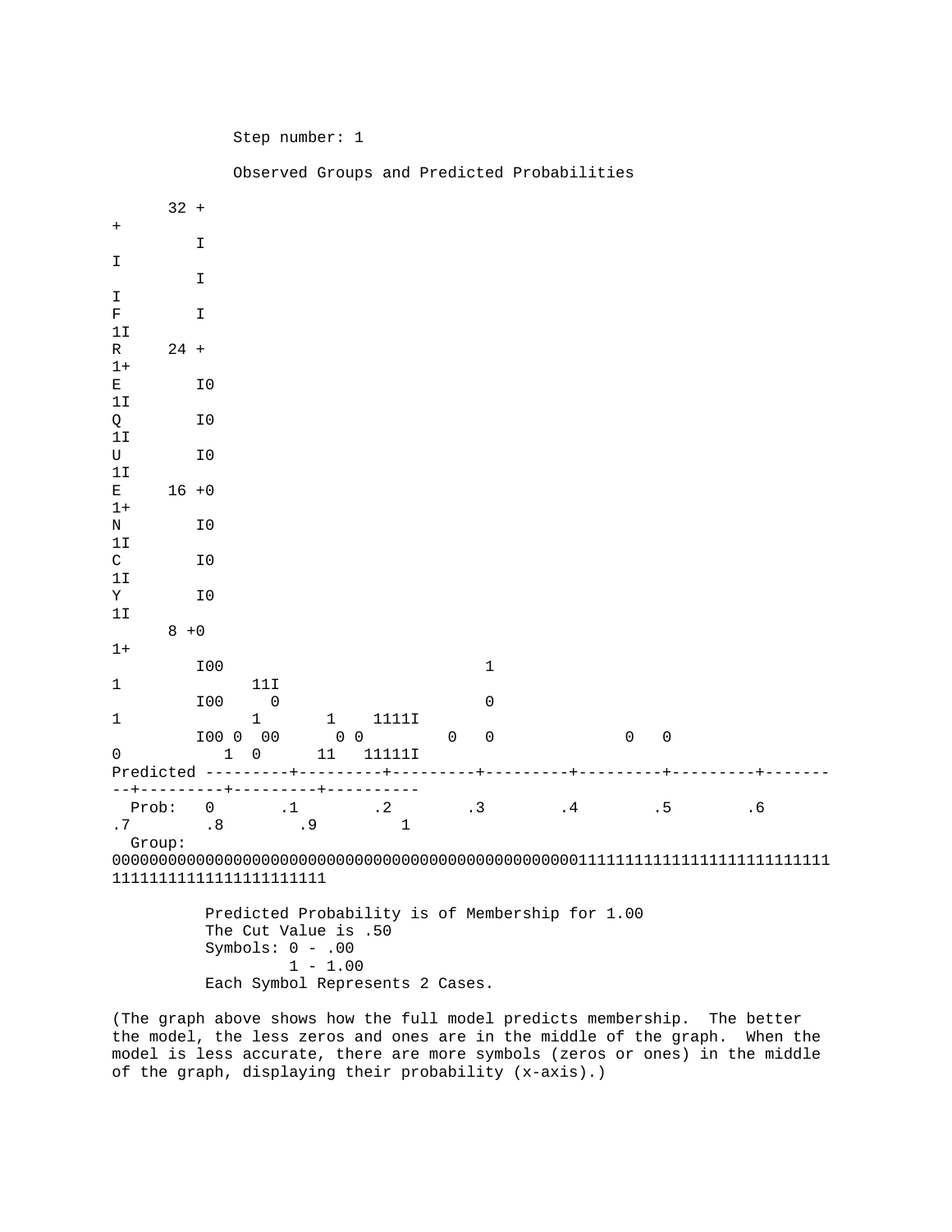Step number: 1

Observed Groups and Predicted Probabilities

```
      32 +
+
         I
I
         I
I
F        I
1I
R     24 +
1+
E        I0
1I
Q        I0
1I
U        I0
1I
E     16 +0
1+
N        I0
1I
C        I0
1I
Y        I0
1I
      8 +0
1+
         I00                           1
1             11I
         I00     0                     0
1              1       1    1111I
         I00 0  00      0 0         0   0              0   0
0           1  0      11   11111I
Predicted ---------+---------+---------+---------+---------+---------+-------
--+---------+---------+----------
  Prob:   0       .1        .2        .3        .4        .5        .6
.7        .8        .9         1
  Group:
000000000000000000000000000000000000000000000000001111111111111111111111111
1111111111111111111111
```

Predicted Probability is of Membership for 1.00
The Cut Value is .50
Symbols: 0 - .00
         1 - 1.00
Each Symbol Represents 2 Cases.

(The graph above shows how the full model predicts membership. The better the model, the less zeros and ones are in the middle of the graph. When the model is less accurate, there are more symbols (zeros or ones) in the middle of the graph, displaying their probability (x-axis).)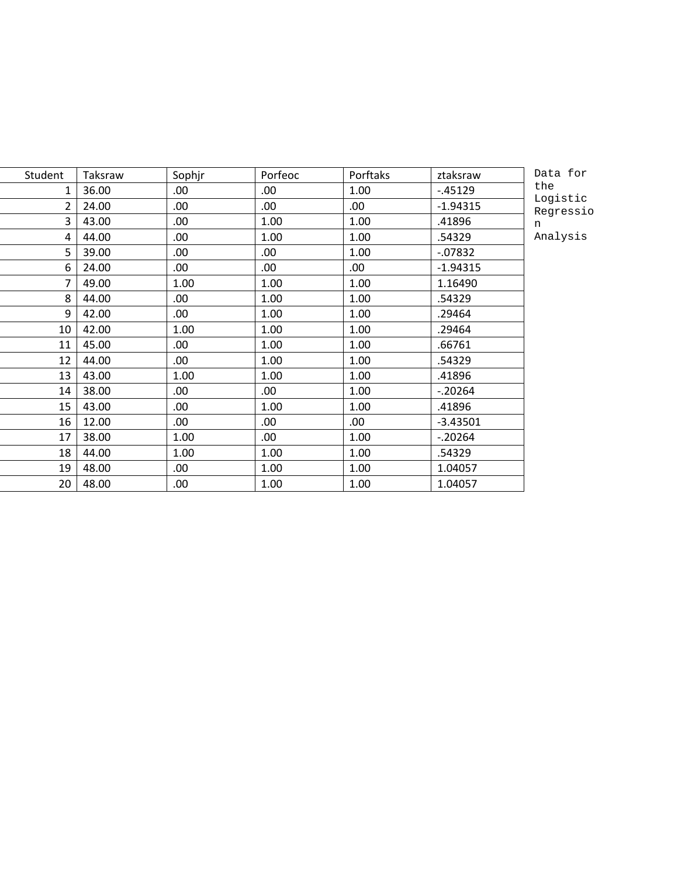Data for the Logistic Regression Analysis

| Student | Taksraw | Sophjr | Porfeoc | Porftaks | ztaksraw |
|---|---|---|---|---|---|
| 1 | 36.00 | .00 | .00 | 1.00 | -.45129 |
| 2 | 24.00 | .00 | .00 | .00 | -1.94315 |
| 3 | 43.00 | .00 | 1.00 | 1.00 | .41896 |
| 4 | 44.00 | .00 | 1.00 | 1.00 | .54329 |
| 5 | 39.00 | .00 | .00 | 1.00 | -.07832 |
| 6 | 24.00 | .00 | .00 | .00 | -1.94315 |
| 7 | 49.00 | 1.00 | 1.00 | 1.00 | 1.16490 |
| 8 | 44.00 | .00 | 1.00 | 1.00 | .54329 |
| 9 | 42.00 | .00 | 1.00 | 1.00 | .29464 |
| 10 | 42.00 | 1.00 | 1.00 | 1.00 | .29464 |
| 11 | 45.00 | .00 | 1.00 | 1.00 | .66761 |
| 12 | 44.00 | .00 | 1.00 | 1.00 | .54329 |
| 13 | 43.00 | 1.00 | 1.00 | 1.00 | .41896 |
| 14 | 38.00 | .00 | .00 | 1.00 | -.20264 |
| 15 | 43.00 | .00 | 1.00 | 1.00 | .41896 |
| 16 | 12.00 | .00 | .00 | .00 | -3.43501 |
| 17 | 38.00 | 1.00 | .00 | 1.00 | -.20264 |
| 18 | 44.00 | 1.00 | 1.00 | 1.00 | .54329 |
| 19 | 48.00 | .00 | 1.00 | 1.00 | 1.04057 |
| 20 | 48.00 | .00 | 1.00 | 1.00 | 1.04057 |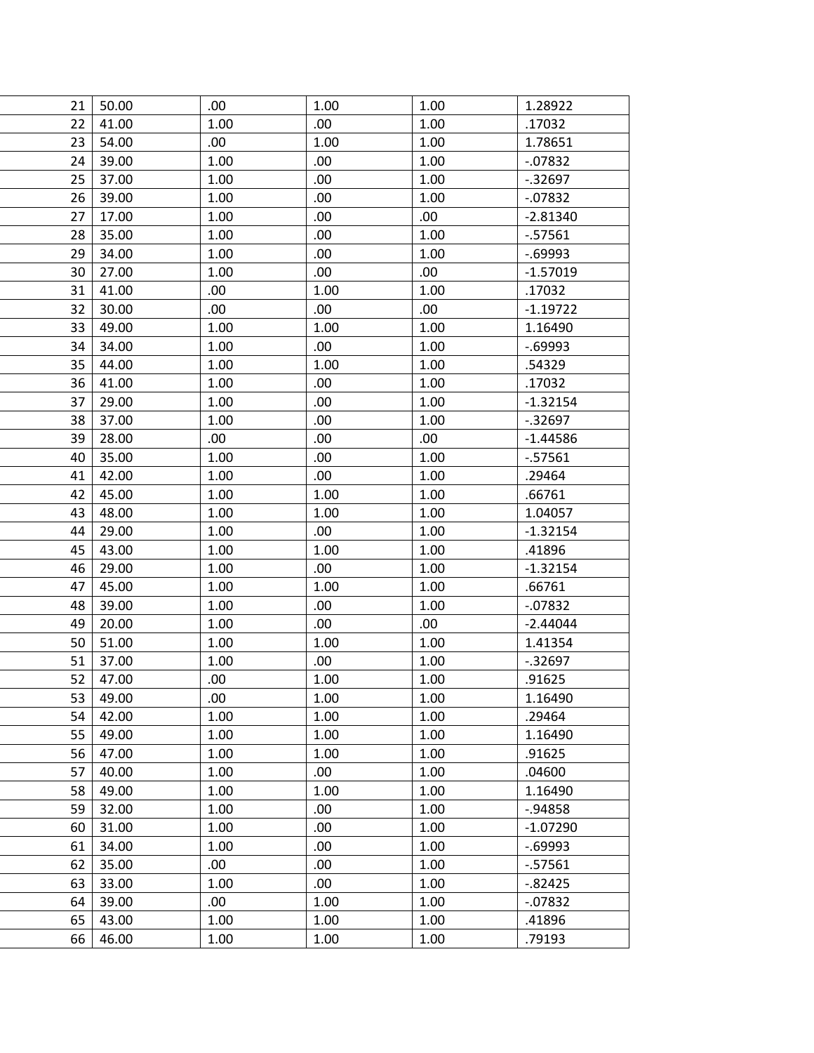| | | | | | |
|---|---|---|---|---|---|
| 21 | 50.00 | .00 | 1.00 | 1.00 | 1.28922 |
| 22 | 41.00 | 1.00 | .00 | 1.00 | .17032 |
| 23 | 54.00 | .00 | 1.00 | 1.00 | 1.78651 |
| 24 | 39.00 | 1.00 | .00 | 1.00 | -.07832 |
| 25 | 37.00 | 1.00 | .00 | 1.00 | -.32697 |
| 26 | 39.00 | 1.00 | .00 | 1.00 | -.07832 |
| 27 | 17.00 | 1.00 | .00 | .00 | -2.81340 |
| 28 | 35.00 | 1.00 | .00 | 1.00 | -.57561 |
| 29 | 34.00 | 1.00 | .00 | 1.00 | -.69993 |
| 30 | 27.00 | 1.00 | .00 | .00 | -1.57019 |
| 31 | 41.00 | .00 | 1.00 | 1.00 | .17032 |
| 32 | 30.00 | .00 | .00 | .00 | -1.19722 |
| 33 | 49.00 | 1.00 | 1.00 | 1.00 | 1.16490 |
| 34 | 34.00 | 1.00 | .00 | 1.00 | -.69993 |
| 35 | 44.00 | 1.00 | 1.00 | 1.00 | .54329 |
| 36 | 41.00 | 1.00 | .00 | 1.00 | .17032 |
| 37 | 29.00 | 1.00 | .00 | 1.00 | -1.32154 |
| 38 | 37.00 | 1.00 | .00 | 1.00 | -.32697 |
| 39 | 28.00 | .00 | .00 | .00 | -1.44586 |
| 40 | 35.00 | 1.00 | .00 | 1.00 | -.57561 |
| 41 | 42.00 | 1.00 | .00 | 1.00 | .29464 |
| 42 | 45.00 | 1.00 | 1.00 | 1.00 | .66761 |
| 43 | 48.00 | 1.00 | 1.00 | 1.00 | 1.04057 |
| 44 | 29.00 | 1.00 | .00 | 1.00 | -1.32154 |
| 45 | 43.00 | 1.00 | 1.00 | 1.00 | .41896 |
| 46 | 29.00 | 1.00 | .00 | 1.00 | -1.32154 |
| 47 | 45.00 | 1.00 | 1.00 | 1.00 | .66761 |
| 48 | 39.00 | 1.00 | .00 | 1.00 | -.07832 |
| 49 | 20.00 | 1.00 | .00 | .00 | -2.44044 |
| 50 | 51.00 | 1.00 | 1.00 | 1.00 | 1.41354 |
| 51 | 37.00 | 1.00 | .00 | 1.00 | -.32697 |
| 52 | 47.00 | .00 | 1.00 | 1.00 | .91625 |
| 53 | 49.00 | .00 | 1.00 | 1.00 | 1.16490 |
| 54 | 42.00 | 1.00 | 1.00 | 1.00 | .29464 |
| 55 | 49.00 | 1.00 | 1.00 | 1.00 | 1.16490 |
| 56 | 47.00 | 1.00 | 1.00 | 1.00 | .91625 |
| 57 | 40.00 | 1.00 | .00 | 1.00 | .04600 |
| 58 | 49.00 | 1.00 | 1.00 | 1.00 | 1.16490 |
| 59 | 32.00 | 1.00 | .00 | 1.00 | -.94858 |
| 60 | 31.00 | 1.00 | .00 | 1.00 | -1.07290 |
| 61 | 34.00 | 1.00 | .00 | 1.00 | -.69993 |
| 62 | 35.00 | .00 | .00 | 1.00 | -.57561 |
| 63 | 33.00 | 1.00 | .00 | 1.00 | -.82425 |
| 64 | 39.00 | .00 | 1.00 | 1.00 | -.07832 |
| 65 | 43.00 | 1.00 | 1.00 | 1.00 | .41896 |
| 66 | 46.00 | 1.00 | 1.00 | 1.00 | .79193 |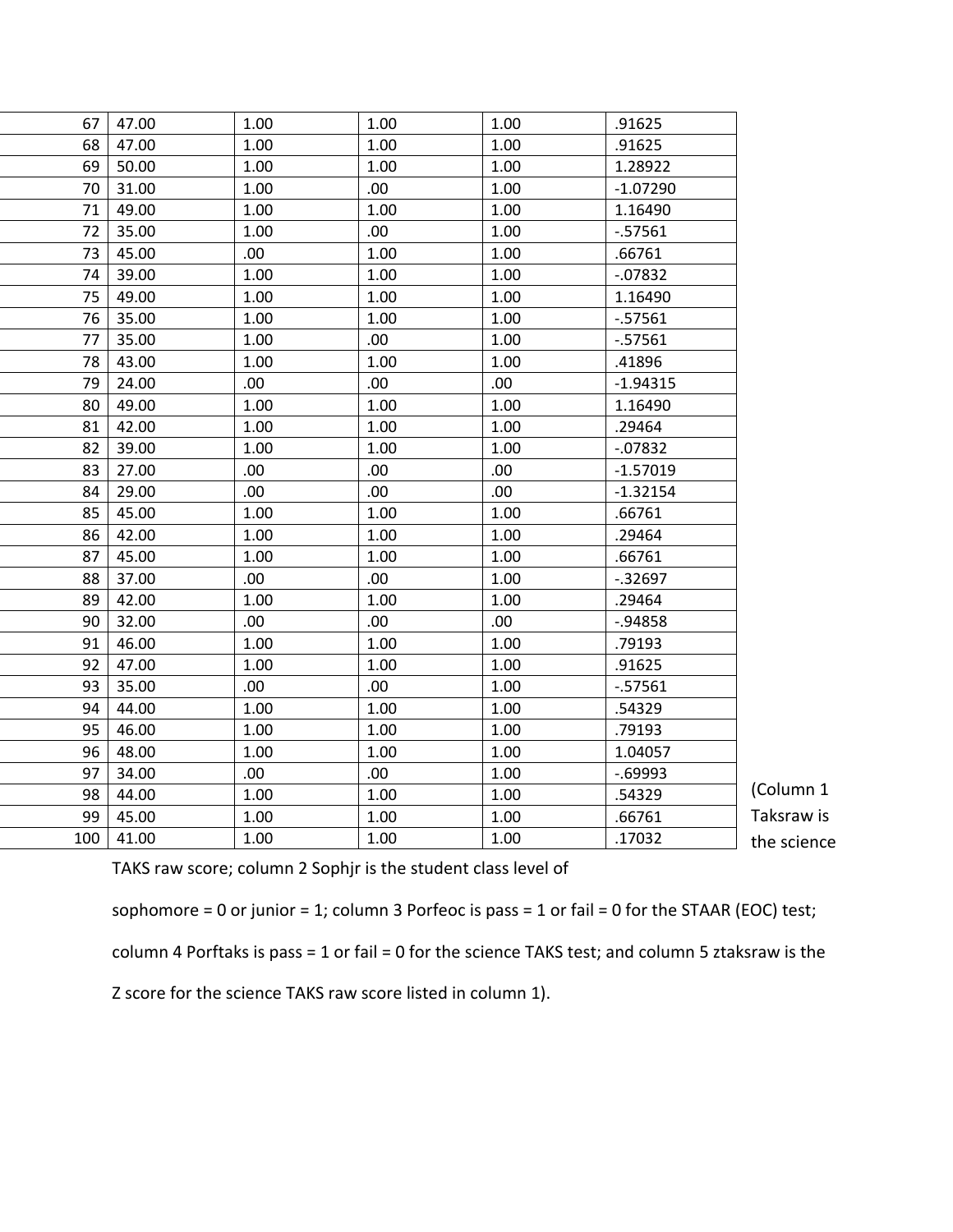| | | | | | |
|---|---|---|---|---|---|
| 67 | 47.00 | 1.00 | 1.00 | 1.00 | .91625 |
| 68 | 47.00 | 1.00 | 1.00 | 1.00 | .91625 |
| 69 | 50.00 | 1.00 | 1.00 | 1.00 | 1.28922 |
| 70 | 31.00 | 1.00 | .00 | 1.00 | -1.07290 |
| 71 | 49.00 | 1.00 | 1.00 | 1.00 | 1.16490 |
| 72 | 35.00 | 1.00 | .00 | 1.00 | -.57561 |
| 73 | 45.00 | .00 | 1.00 | 1.00 | .66761 |
| 74 | 39.00 | 1.00 | 1.00 | 1.00 | -.07832 |
| 75 | 49.00 | 1.00 | 1.00 | 1.00 | 1.16490 |
| 76 | 35.00 | 1.00 | 1.00 | 1.00 | -.57561 |
| 77 | 35.00 | 1.00 | .00 | 1.00 | -.57561 |
| 78 | 43.00 | 1.00 | 1.00 | 1.00 | .41896 |
| 79 | 24.00 | .00 | .00 | .00 | -1.94315 |
| 80 | 49.00 | 1.00 | 1.00 | 1.00 | 1.16490 |
| 81 | 42.00 | 1.00 | 1.00 | 1.00 | .29464 |
| 82 | 39.00 | 1.00 | 1.00 | 1.00 | -.07832 |
| 83 | 27.00 | .00 | .00 | .00 | -1.57019 |
| 84 | 29.00 | .00 | .00 | .00 | -1.32154 |
| 85 | 45.00 | 1.00 | 1.00 | 1.00 | .66761 |
| 86 | 42.00 | 1.00 | 1.00 | 1.00 | .29464 |
| 87 | 45.00 | 1.00 | 1.00 | 1.00 | .66761 |
| 88 | 37.00 | .00 | .00 | 1.00 | -.32697 |
| 89 | 42.00 | 1.00 | 1.00 | 1.00 | .29464 |
| 90 | 32.00 | .00 | .00 | .00 | -.94858 |
| 91 | 46.00 | 1.00 | 1.00 | 1.00 | .79193 |
| 92 | 47.00 | 1.00 | 1.00 | 1.00 | .91625 |
| 93 | 35.00 | .00 | .00 | 1.00 | -.57561 |
| 94 | 44.00 | 1.00 | 1.00 | 1.00 | .54329 |
| 95 | 46.00 | 1.00 | 1.00 | 1.00 | .79193 |
| 96 | 48.00 | 1.00 | 1.00 | 1.00 | 1.04057 |
| 97 | 34.00 | .00 | .00 | 1.00 | -.69993 |
| 98 | 44.00 | 1.00 | 1.00 | 1.00 | .54329 |
| 99 | 45.00 | 1.00 | 1.00 | 1.00 | .66761 |
| 100 | 41.00 | 1.00 | 1.00 | 1.00 | .17032 |

(Column 1 Taksraw is the science TAKS raw score; column 2 Sophjr is the student class level of sophomore = 0 or junior = 1; column 3 Porfeoc is pass = 1 or fail = 0 for the STAAR (EOC) test; column 4 Porftaks is pass = 1 or fail = 0 for the science TAKS test; and column 5 ztaksraw is the Z score for the science TAKS raw score listed in column 1).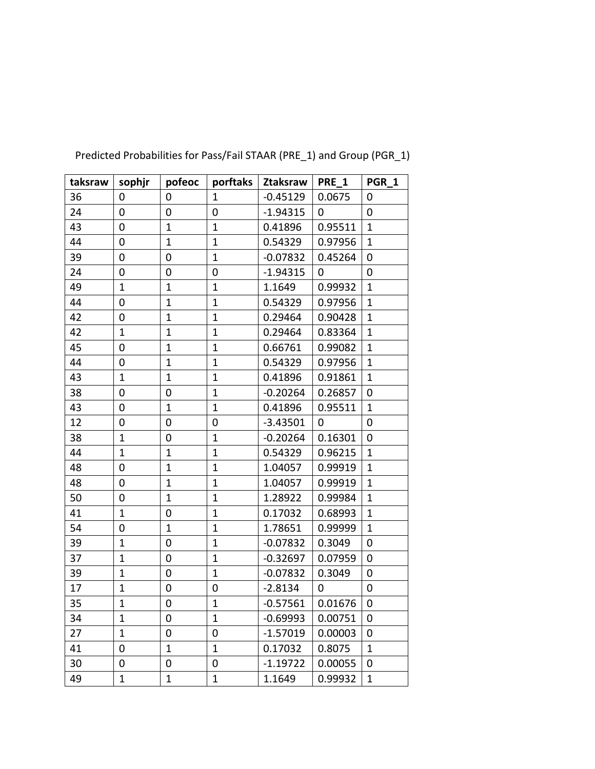Predicted Probabilities for Pass/Fail STAAR (PRE_1) and Group (PGR_1)

| taksraw | sophjr | pofeoc | porftaks | Ztaksraw | PRE_1 | PGR_1 |
|---|---|---|---|---|---|---|
| 36 | 0 | 0 | 1 | -0.45129 | 0.0675 | 0 |
| 24 | 0 | 0 | 0 | -1.94315 | 0 | 0 |
| 43 | 0 | 1 | 1 | 0.41896 | 0.95511 | 1 |
| 44 | 0 | 1 | 1 | 0.54329 | 0.97956 | 1 |
| 39 | 0 | 0 | 1 | -0.07832 | 0.45264 | 0 |
| 24 | 0 | 0 | 0 | -1.94315 | 0 | 0 |
| 49 | 1 | 1 | 1 | 1.1649 | 0.99932 | 1 |
| 44 | 0 | 1 | 1 | 0.54329 | 0.97956 | 1 |
| 42 | 0 | 1 | 1 | 0.29464 | 0.90428 | 1 |
| 42 | 1 | 1 | 1 | 0.29464 | 0.83364 | 1 |
| 45 | 0 | 1 | 1 | 0.66761 | 0.99082 | 1 |
| 44 | 0 | 1 | 1 | 0.54329 | 0.97956 | 1 |
| 43 | 1 | 1 | 1 | 0.41896 | 0.91861 | 1 |
| 38 | 0 | 0 | 1 | -0.20264 | 0.26857 | 0 |
| 43 | 0 | 1 | 1 | 0.41896 | 0.95511 | 1 |
| 12 | 0 | 0 | 0 | -3.43501 | 0 | 0 |
| 38 | 1 | 0 | 1 | -0.20264 | 0.16301 | 0 |
| 44 | 1 | 1 | 1 | 0.54329 | 0.96215 | 1 |
| 48 | 0 | 1 | 1 | 1.04057 | 0.99919 | 1 |
| 48 | 0 | 1 | 1 | 1.04057 | 0.99919 | 1 |
| 50 | 0 | 1 | 1 | 1.28922 | 0.99984 | 1 |
| 41 | 1 | 0 | 1 | 0.17032 | 0.68993 | 1 |
| 54 | 0 | 1 | 1 | 1.78651 | 0.99999 | 1 |
| 39 | 1 | 0 | 1 | -0.07832 | 0.3049 | 0 |
| 37 | 1 | 0 | 1 | -0.32697 | 0.07959 | 0 |
| 39 | 1 | 0 | 1 | -0.07832 | 0.3049 | 0 |
| 17 | 1 | 0 | 0 | -2.8134 | 0 | 0 |
| 35 | 1 | 0 | 1 | -0.57561 | 0.01676 | 0 |
| 34 | 1 | 0 | 1 | -0.69993 | 0.00751 | 0 |
| 27 | 1 | 0 | 0 | -1.57019 | 0.00003 | 0 |
| 41 | 0 | 1 | 1 | 0.17032 | 0.8075 | 1 |
| 30 | 0 | 0 | 0 | -1.19722 | 0.00055 | 0 |
| 49 | 1 | 1 | 1 | 1.1649 | 0.99932 | 1 |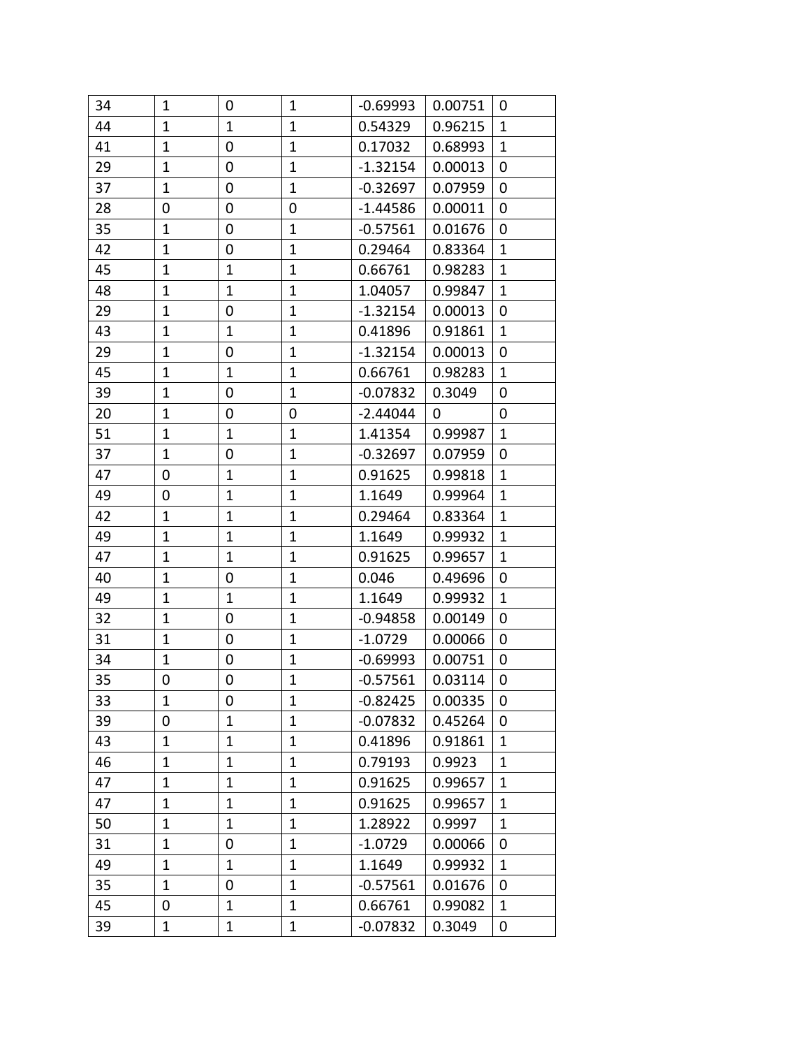| | | | | | | |
|---|---|---|---|---|---|---|
| 34 | 1 | 0 | 1 | -0.69993 | 0.00751 | 0 |
| 44 | 1 | 1 | 1 | 0.54329 | 0.96215 | 1 |
| 41 | 1 | 0 | 1 | 0.17032 | 0.68993 | 1 |
| 29 | 1 | 0 | 1 | -1.32154 | 0.00013 | 0 |
| 37 | 1 | 0 | 1 | -0.32697 | 0.07959 | 0 |
| 28 | 0 | 0 | 0 | -1.44586 | 0.00011 | 0 |
| 35 | 1 | 0 | 1 | -0.57561 | 0.01676 | 0 |
| 42 | 1 | 0 | 1 | 0.29464 | 0.83364 | 1 |
| 45 | 1 | 1 | 1 | 0.66761 | 0.98283 | 1 |
| 48 | 1 | 1 | 1 | 1.04057 | 0.99847 | 1 |
| 29 | 1 | 0 | 1 | -1.32154 | 0.00013 | 0 |
| 43 | 1 | 1 | 1 | 0.41896 | 0.91861 | 1 |
| 29 | 1 | 0 | 1 | -1.32154 | 0.00013 | 0 |
| 45 | 1 | 1 | 1 | 0.66761 | 0.98283 | 1 |
| 39 | 1 | 0 | 1 | -0.07832 | 0.3049 | 0 |
| 20 | 1 | 0 | 0 | -2.44044 | 0 | 0 |
| 51 | 1 | 1 | 1 | 1.41354 | 0.99987 | 1 |
| 37 | 1 | 0 | 1 | -0.32697 | 0.07959 | 0 |
| 47 | 0 | 1 | 1 | 0.91625 | 0.99818 | 1 |
| 49 | 0 | 1 | 1 | 1.1649 | 0.99964 | 1 |
| 42 | 1 | 1 | 1 | 0.29464 | 0.83364 | 1 |
| 49 | 1 | 1 | 1 | 1.1649 | 0.99932 | 1 |
| 47 | 1 | 1 | 1 | 0.91625 | 0.99657 | 1 |
| 40 | 1 | 0 | 1 | 0.046 | 0.49696 | 0 |
| 49 | 1 | 1 | 1 | 1.1649 | 0.99932 | 1 |
| 32 | 1 | 0 | 1 | -0.94858 | 0.00149 | 0 |
| 31 | 1 | 0 | 1 | -1.0729 | 0.00066 | 0 |
| 34 | 1 | 0 | 1 | -0.69993 | 0.00751 | 0 |
| 35 | 0 | 0 | 1 | -0.57561 | 0.03114 | 0 |
| 33 | 1 | 0 | 1 | -0.82425 | 0.00335 | 0 |
| 39 | 0 | 1 | 1 | -0.07832 | 0.45264 | 0 |
| 43 | 1 | 1 | 1 | 0.41896 | 0.91861 | 1 |
| 46 | 1 | 1 | 1 | 0.79193 | 0.9923 | 1 |
| 47 | 1 | 1 | 1 | 0.91625 | 0.99657 | 1 |
| 47 | 1 | 1 | 1 | 0.91625 | 0.99657 | 1 |
| 50 | 1 | 1 | 1 | 1.28922 | 0.9997 | 1 |
| 31 | 1 | 0 | 1 | -1.0729 | 0.00066 | 0 |
| 49 | 1 | 1 | 1 | 1.1649 | 0.99932 | 1 |
| 35 | 1 | 0 | 1 | -0.57561 | 0.01676 | 0 |
| 45 | 0 | 1 | 1 | 0.66761 | 0.99082 | 1 |
| 39 | 1 | 1 | 1 | -0.07832 | 0.3049 | 0 |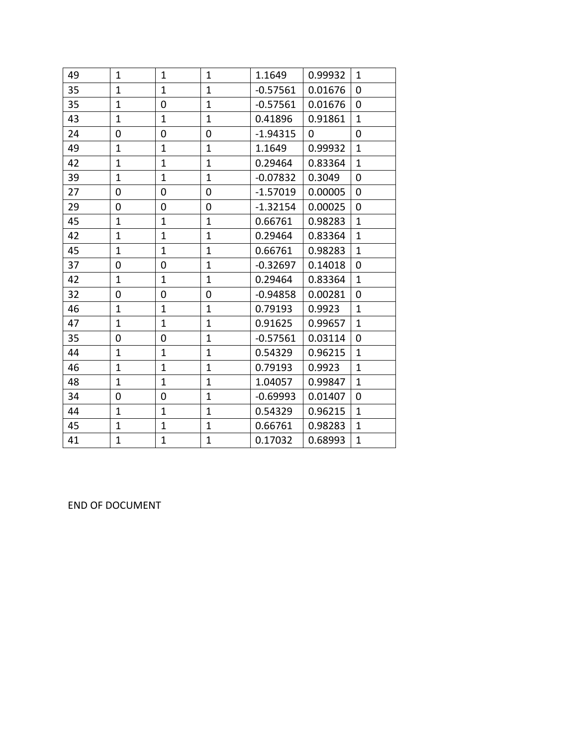| | | | | | | |
|---|---|---|---|---|---|---|
| 49 | 1 | 1 | 1 | 1.1649 | 0.99932 | 1 |
| 35 | 1 | 1 | 1 | -0.57561 | 0.01676 | 0 |
| 35 | 1 | 0 | 1 | -0.57561 | 0.01676 | 0 |
| 43 | 1 | 1 | 1 | 0.41896 | 0.91861 | 1 |
| 24 | 0 | 0 | 0 | -1.94315 | 0 | 0 |
| 49 | 1 | 1 | 1 | 1.1649 | 0.99932 | 1 |
| 42 | 1 | 1 | 1 | 0.29464 | 0.83364 | 1 |
| 39 | 1 | 1 | 1 | -0.07832 | 0.3049 | 0 |
| 27 | 0 | 0 | 0 | -1.57019 | 0.00005 | 0 |
| 29 | 0 | 0 | 0 | -1.32154 | 0.00025 | 0 |
| 45 | 1 | 1 | 1 | 0.66761 | 0.98283 | 1 |
| 42 | 1 | 1 | 1 | 0.29464 | 0.83364 | 1 |
| 45 | 1 | 1 | 1 | 0.66761 | 0.98283 | 1 |
| 37 | 0 | 0 | 1 | -0.32697 | 0.14018 | 0 |
| 42 | 1 | 1 | 1 | 0.29464 | 0.83364 | 1 |
| 32 | 0 | 0 | 0 | -0.94858 | 0.00281 | 0 |
| 46 | 1 | 1 | 1 | 0.79193 | 0.9923 | 1 |
| 47 | 1 | 1 | 1 | 0.91625 | 0.99657 | 1 |
| 35 | 0 | 0 | 1 | -0.57561 | 0.03114 | 0 |
| 44 | 1 | 1 | 1 | 0.54329 | 0.96215 | 1 |
| 46 | 1 | 1 | 1 | 0.79193 | 0.9923 | 1 |
| 48 | 1 | 1 | 1 | 1.04057 | 0.99847 | 1 |
| 34 | 0 | 0 | 1 | -0.69993 | 0.01407 | 0 |
| 44 | 1 | 1 | 1 | 0.54329 | 0.96215 | 1 |
| 45 | 1 | 1 | 1 | 0.66761 | 0.98283 | 1 |
| 41 | 1 | 1 | 1 | 0.17032 | 0.68993 | 1 |

END OF DOCUMENT